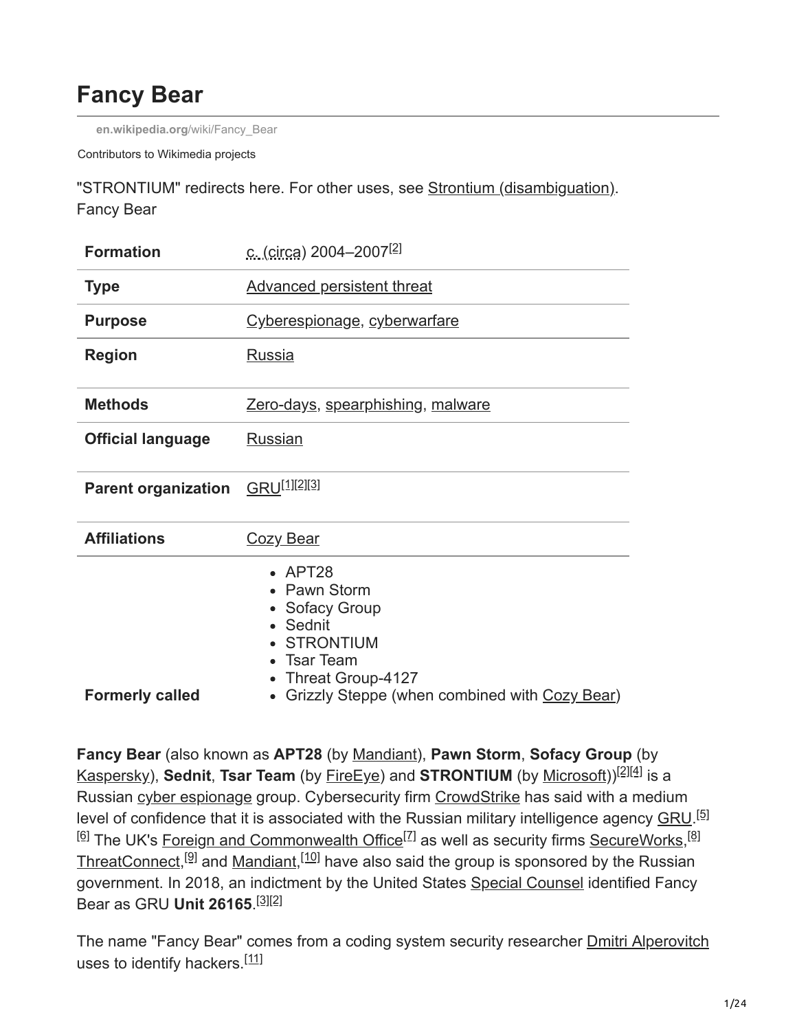# Fancy Bear

en.wikipedia.org/wiki/Fancy_Bear

Contributors to Wikimedia projects

"STRONTIUM" redirects here. For other uses, see Strontium (disambiguation).

Fancy Bear

| | |
|---|---|
| **Formation** | c. (circa) 2004–2007[2] |
| **Type** | Advanced persistent threat |
| **Purpose** | Cyberespionage, cyberwarfare |
| **Region** | Russia |
| **Methods** | Zero-days, spearphishing, malware |
| **Official language** | Russian |
| **Parent organization** | GRU[1][2][3] |
| **Affiliations** | Cozy Bear |
| **Formerly called** | APT28; Pawn Storm; Sofacy Group; Sednit; STRONTIUM; Tsar Team; Threat Group-4127; Grizzly Steppe (when combined with Cozy Bear) |

**Fancy Bear** (also known as **APT28** (by Mandiant), **Pawn Storm**, **Sofacy Group** (by Kaspersky), **Sednit**, **Tsar Team** (by FireEye) and **STRONTIUM** (by Microsoft))[2][4] is a Russian cyber espionage group. Cybersecurity firm CrowdStrike has said with a medium level of confidence that it is associated with the Russian military intelligence agency GRU.[5][6] The UK's Foreign and Commonwealth Office[7] as well as security firms SecureWorks,[8] ThreatConnect,[9] and Mandiant,[10] have also said the group is sponsored by the Russian government. In 2018, an indictment by the United States Special Counsel identified Fancy Bear as GRU **Unit 26165**.[3][2]

The name "Fancy Bear" comes from a coding system security researcher Dmitri Alperovitch uses to identify hackers.[11]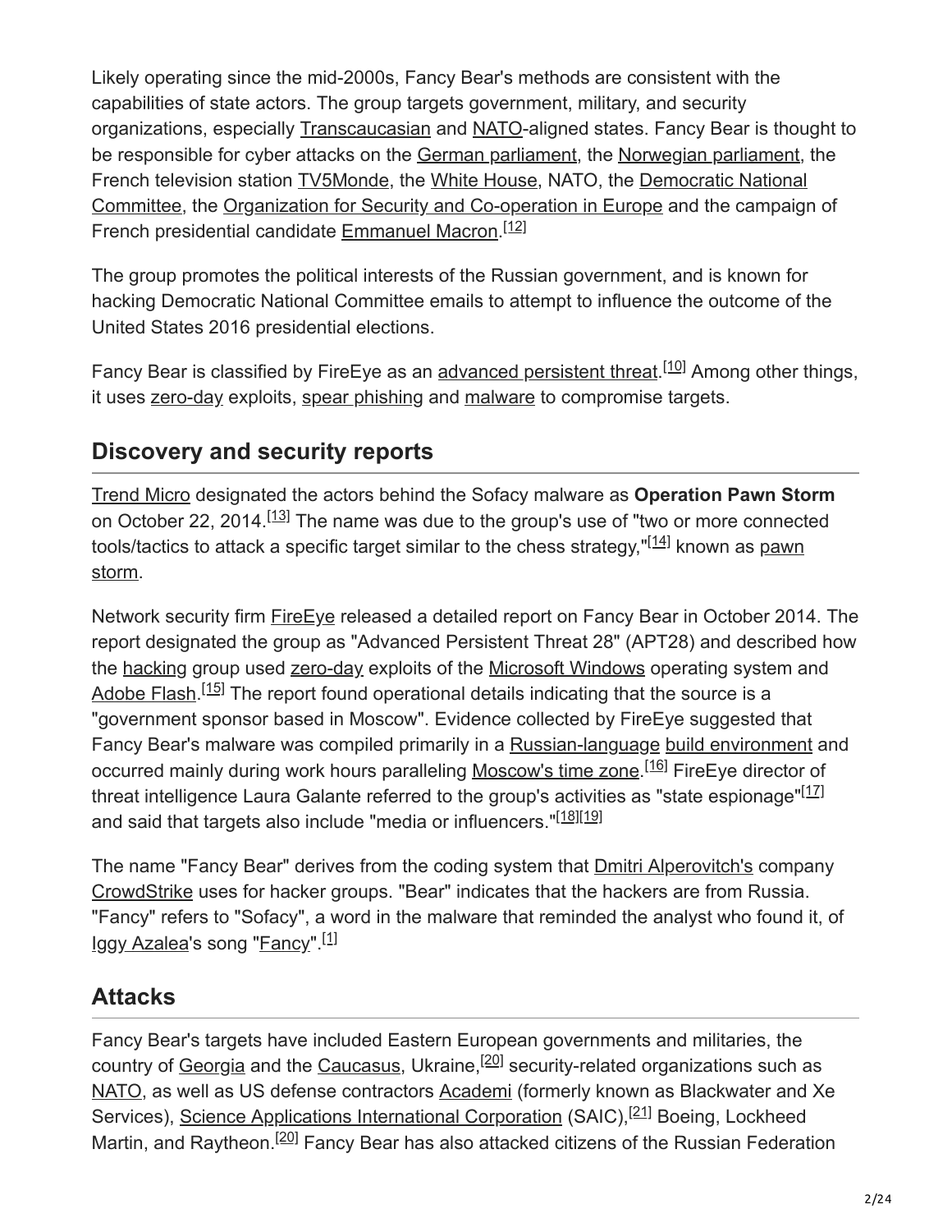Likely operating since the mid-2000s, Fancy Bear's methods are consistent with the capabilities of state actors. The group targets government, military, and security organizations, especially Transcaucasian and NATO-aligned states. Fancy Bear is thought to be responsible for cyber attacks on the German parliament, the Norwegian parliament, the French television station TV5Monde, the White House, NATO, the Democratic National Committee, the Organization for Security and Co-operation in Europe and the campaign of French presidential candidate Emmanuel Macron.[12]

The group promotes the political interests of the Russian government, and is known for hacking Democratic National Committee emails to attempt to influence the outcome of the United States 2016 presidential elections.

Fancy Bear is classified by FireEye as an advanced persistent threat.[10] Among other things, it uses zero-day exploits, spear phishing and malware to compromise targets.

## Discovery and security reports

Trend Micro designated the actors behind the Sofacy malware as **Operation Pawn Storm** on October 22, 2014.[13] The name was due to the group's use of "two or more connected tools/tactics to attack a specific target similar to the chess strategy,"[14] known as pawn storm.

Network security firm FireEye released a detailed report on Fancy Bear in October 2014. The report designated the group as "Advanced Persistent Threat 28" (APT28) and described how the hacking group used zero-day exploits of the Microsoft Windows operating system and Adobe Flash.[15] The report found operational details indicating that the source is a "government sponsor based in Moscow". Evidence collected by FireEye suggested that Fancy Bear's malware was compiled primarily in a Russian-language build environment and occurred mainly during work hours paralleling Moscow's time zone.[16] FireEye director of threat intelligence Laura Galante referred to the group's activities as "state espionage"[17] and said that targets also include "media or influencers."[18][19]

The name "Fancy Bear" derives from the coding system that Dmitri Alperovitch's company CrowdStrike uses for hacker groups. "Bear" indicates that the hackers are from Russia. "Fancy" refers to "Sofacy", a word in the malware that reminded the analyst who found it, of Iggy Azalea's song "Fancy".[1]

## Attacks

Fancy Bear's targets have included Eastern European governments and militaries, the country of Georgia and the Caucasus, Ukraine,[20] security-related organizations such as NATO, as well as US defense contractors Academi (formerly known as Blackwater and Xe Services), Science Applications International Corporation (SAIC),[21] Boeing, Lockheed Martin, and Raytheon.[20] Fancy Bear has also attacked citizens of the Russian Federation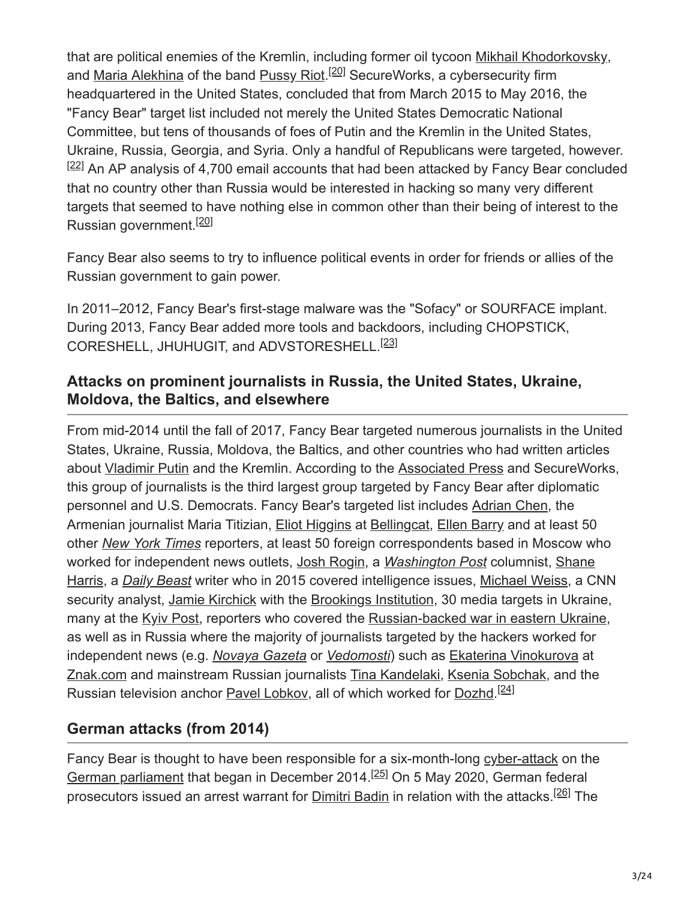that are political enemies of the Kremlin, including former oil tycoon Mikhail Khodorkovsky, and Maria Alekhina of the band Pussy Riot.[20] SecureWorks, a cybersecurity firm headquartered in the United States, concluded that from March 2015 to May 2016, the "Fancy Bear" target list included not merely the United States Democratic National Committee, but tens of thousands of foes of Putin and the Kremlin in the United States, Ukraine, Russia, Georgia, and Syria. Only a handful of Republicans were targeted, however. [22] An AP analysis of 4,700 email accounts that had been attacked by Fancy Bear concluded that no country other than Russia would be interested in hacking so many very different targets that seemed to have nothing else in common other than their being of interest to the Russian government.[20]

Fancy Bear also seems to try to influence political events in order for friends or allies of the Russian government to gain power.

In 2011–2012, Fancy Bear's first-stage malware was the "Sofacy" or SOURFACE implant. During 2013, Fancy Bear added more tools and backdoors, including CHOPSTICK, CORESHELL, JHUHUGIT, and ADVSTORESHELL.[23]

## Attacks on prominent journalists in Russia, the United States, Ukraine, Moldova, the Baltics, and elsewhere

From mid-2014 until the fall of 2017, Fancy Bear targeted numerous journalists in the United States, Ukraine, Russia, Moldova, the Baltics, and other countries who had written articles about Vladimir Putin and the Kremlin. According to the Associated Press and SecureWorks, this group of journalists is the third largest group targeted by Fancy Bear after diplomatic personnel and U.S. Democrats. Fancy Bear's targeted list includes Adrian Chen, the Armenian journalist Maria Titizian, Eliot Higgins at Bellingcat, Ellen Barry and at least 50 other *New York Times* reporters, at least 50 foreign correspondents based in Moscow who worked for independent news outlets, Josh Rogin, a *Washington Post* columnist, Shane Harris, a *Daily Beast* writer who in 2015 covered intelligence issues, Michael Weiss, a CNN security analyst, Jamie Kirchick with the Brookings Institution, 30 media targets in Ukraine, many at the Kyiv Post, reporters who covered the Russian-backed war in eastern Ukraine, as well as in Russia where the majority of journalists targeted by the hackers worked for independent news (e.g. *Novaya Gazeta* or *Vedomosti*) such as Ekaterina Vinokurova at Znak.com and mainstream Russian journalists Tina Kandelaki, Ksenia Sobchak, and the Russian television anchor Pavel Lobkov, all of which worked for Dozhd.[24]

## German attacks (from 2014)

Fancy Bear is thought to have been responsible for a six-month-long cyber-attack on the German parliament that began in December 2014.[25] On 5 May 2020, German federal prosecutors issued an arrest warrant for Dimitri Badin in relation with the attacks.[26] The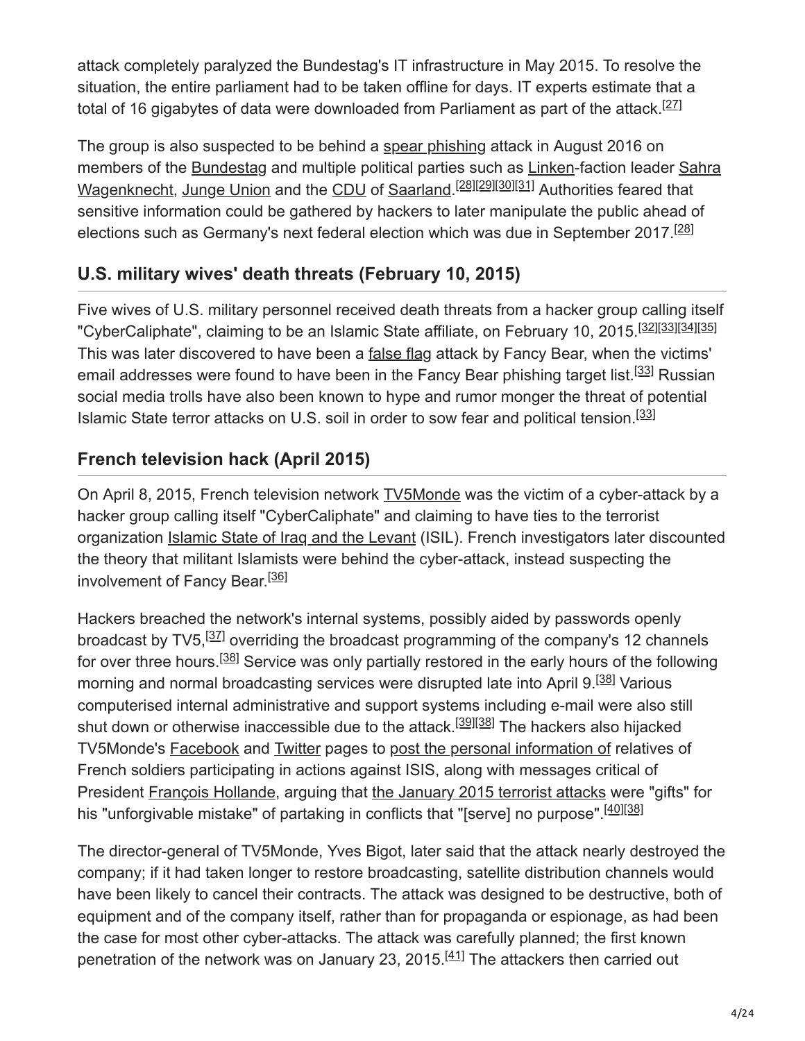attack completely paralyzed the Bundestag's IT infrastructure in May 2015. To resolve the situation, the entire parliament had to be taken offline for days. IT experts estimate that a total of 16 gigabytes of data were downloaded from Parliament as part of the attack.[27]

The group is also suspected to be behind a spear phishing attack in August 2016 on members of the Bundestag and multiple political parties such as Linken-faction leader Sahra Wagenknecht, Junge Union and the CDU of Saarland.[28][29][30][31] Authorities feared that sensitive information could be gathered by hackers to later manipulate the public ahead of elections such as Germany's next federal election which was due in September 2017.[28]

## U.S. military wives' death threats (February 10, 2015)

Five wives of U.S. military personnel received death threats from a hacker group calling itself "CyberCaliphate", claiming to be an Islamic State affiliate, on February 10, 2015.[32][33][34][35] This was later discovered to have been a false flag attack by Fancy Bear, when the victims' email addresses were found to have been in the Fancy Bear phishing target list.[33] Russian social media trolls have also been known to hype and rumor monger the threat of potential Islamic State terror attacks on U.S. soil in order to sow fear and political tension.[33]

## French television hack (April 2015)

On April 8, 2015, French television network TV5Monde was the victim of a cyber-attack by a hacker group calling itself "CyberCaliphate" and claiming to have ties to the terrorist organization Islamic State of Iraq and the Levant (ISIL). French investigators later discounted the theory that militant Islamists were behind the cyber-attack, instead suspecting the involvement of Fancy Bear.[36]

Hackers breached the network's internal systems, possibly aided by passwords openly broadcast by TV5,[37] overriding the broadcast programming of the company's 12 channels for over three hours.[38] Service was only partially restored in the early hours of the following morning and normal broadcasting services were disrupted late into April 9.[38] Various computerised internal administrative and support systems including e-mail were also still shut down or otherwise inaccessible due to the attack.[39][38] The hackers also hijacked TV5Monde's Facebook and Twitter pages to post the personal information of relatives of French soldiers participating in actions against ISIS, along with messages critical of President François Hollande, arguing that the January 2015 terrorist attacks were "gifts" for his "unforgivable mistake" of partaking in conflicts that "[serve] no purpose".[40][38]

The director-general of TV5Monde, Yves Bigot, later said that the attack nearly destroyed the company; if it had taken longer to restore broadcasting, satellite distribution channels would have been likely to cancel their contracts. The attack was designed to be destructive, both of equipment and of the company itself, rather than for propaganda or espionage, as had been the case for most other cyber-attacks. The attack was carefully planned; the first known penetration of the network was on January 23, 2015.[41] The attackers then carried out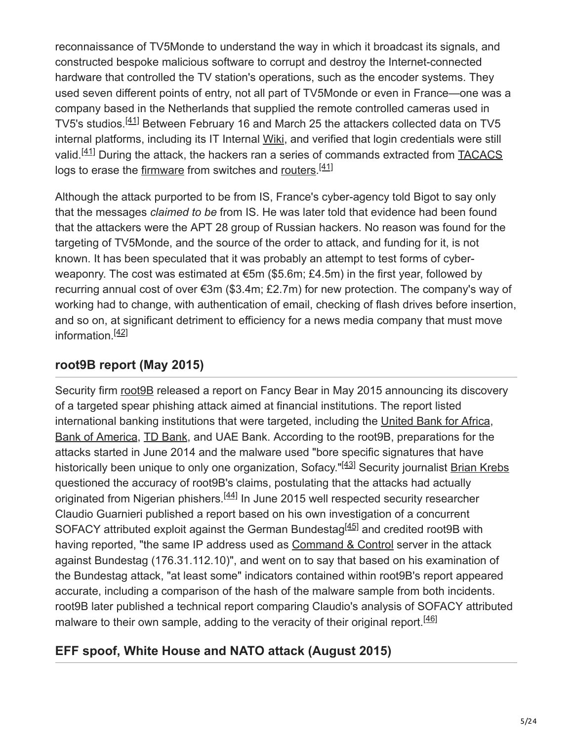reconnaissance of TV5Monde to understand the way in which it broadcast its signals, and constructed bespoke malicious software to corrupt and destroy the Internet-connected hardware that controlled the TV station's operations, such as the encoder systems. They used seven different points of entry, not all part of TV5Monde or even in France—one was a company based in the Netherlands that supplied the remote controlled cameras used in TV5's studios.[41] Between February 16 and March 25 the attackers collected data on TV5 internal platforms, including its IT Internal Wiki, and verified that login credentials were still valid.[41] During the attack, the hackers ran a series of commands extracted from TACACS logs to erase the firmware from switches and routers.[41]

Although the attack purported to be from IS, France's cyber-agency told Bigot to say only that the messages *claimed to be* from IS. He was later told that evidence had been found that the attackers were the APT 28 group of Russian hackers. No reason was found for the targeting of TV5Monde, and the source of the order to attack, and funding for it, is not known. It has been speculated that it was probably an attempt to test forms of cyber-weaponry. The cost was estimated at €5m ($5.6m; £4.5m) in the first year, followed by recurring annual cost of over €3m ($3.4m; £2.7m) for new protection. The company's way of working had to change, with authentication of email, checking of flash drives before insertion, and so on, at significant detriment to efficiency for a news media company that must move information.[42]

## root9B report (May 2015)

Security firm root9B released a report on Fancy Bear in May 2015 announcing its discovery of a targeted spear phishing attack aimed at financial institutions. The report listed international banking institutions that were targeted, including the United Bank for Africa, Bank of America, TD Bank, and UAE Bank. According to the root9B, preparations for the attacks started in June 2014 and the malware used "bore specific signatures that have historically been unique to only one organization, Sofacy."[43] Security journalist Brian Krebs questioned the accuracy of root9B's claims, postulating that the attacks had actually originated from Nigerian phishers.[44] In June 2015 well respected security researcher Claudio Guarnieri published a report based on his own investigation of a concurrent SOFACY attributed exploit against the German Bundestag[45] and credited root9B with having reported, "the same IP address used as Command & Control server in the attack against Bundestag (176.31.112.10)", and went on to say that based on his examination of the Bundestag attack, "at least some" indicators contained within root9B's report appeared accurate, including a comparison of the hash of the malware sample from both incidents. root9B later published a technical report comparing Claudio's analysis of SOFACY attributed malware to their own sample, adding to the veracity of their original report.[46]

## EFF spoof, White House and NATO attack (August 2015)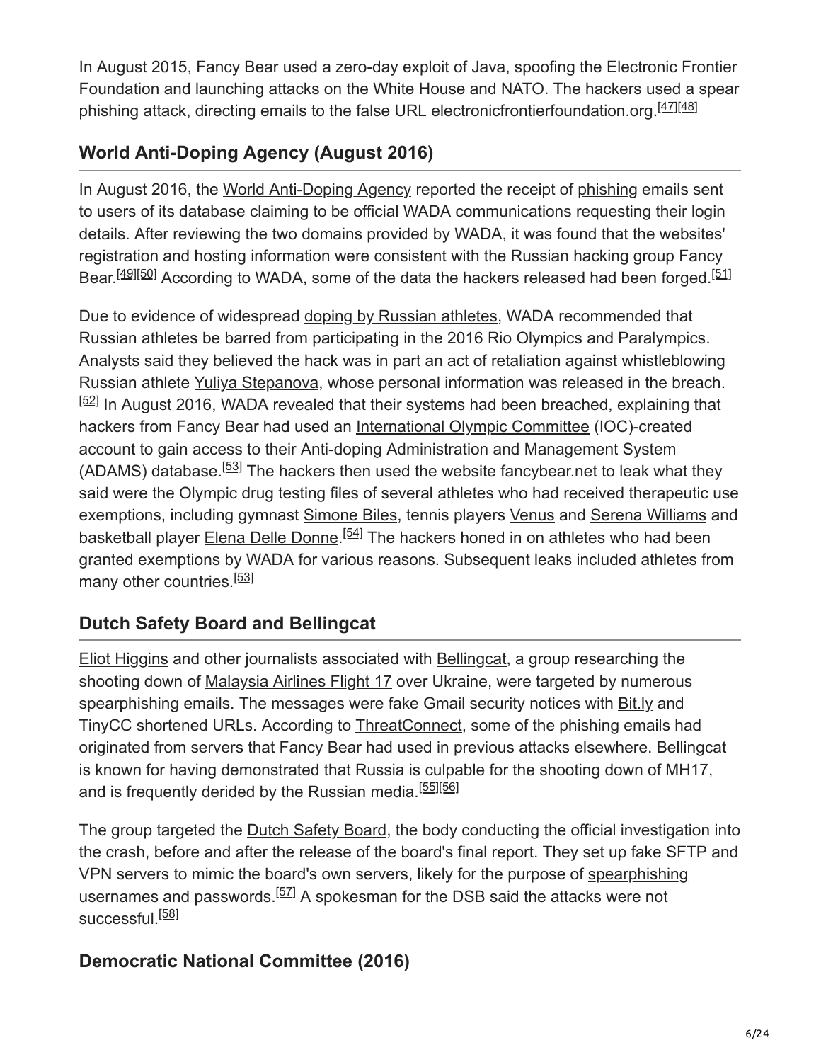In August 2015, Fancy Bear used a zero-day exploit of Java, spoofing the Electronic Frontier Foundation and launching attacks on the White House and NATO. The hackers used a spear phishing attack, directing emails to the false URL electronicfrontierfoundation.org.[47][48]

## World Anti-Doping Agency (August 2016)

In August 2016, the World Anti-Doping Agency reported the receipt of phishing emails sent to users of its database claiming to be official WADA communications requesting their login details. After reviewing the two domains provided by WADA, it was found that the websites' registration and hosting information were consistent with the Russian hacking group Fancy Bear.[49][50] According to WADA, some of the data the hackers released had been forged.[51]

Due to evidence of widespread doping by Russian athletes, WADA recommended that Russian athletes be barred from participating in the 2016 Rio Olympics and Paralympics. Analysts said they believed the hack was in part an act of retaliation against whistleblowing Russian athlete Yuliya Stepanova, whose personal information was released in the breach.[52] In August 2016, WADA revealed that their systems had been breached, explaining that hackers from Fancy Bear had used an International Olympic Committee (IOC)-created account to gain access to their Anti-doping Administration and Management System (ADAMS) database.[53] The hackers then used the website fancybear.net to leak what they said were the Olympic drug testing files of several athletes who had received therapeutic use exemptions, including gymnast Simone Biles, tennis players Venus and Serena Williams and basketball player Elena Delle Donne.[54] The hackers honed in on athletes who had been granted exemptions by WADA for various reasons. Subsequent leaks included athletes from many other countries.[53]

## Dutch Safety Board and Bellingcat

Eliot Higgins and other journalists associated with Bellingcat, a group researching the shooting down of Malaysia Airlines Flight 17 over Ukraine, were targeted by numerous spearphishing emails. The messages were fake Gmail security notices with Bit.ly and TinyCC shortened URLs. According to ThreatConnect, some of the phishing emails had originated from servers that Fancy Bear had used in previous attacks elsewhere. Bellingcat is known for having demonstrated that Russia is culpable for the shooting down of MH17, and is frequently derided by the Russian media.[55][56]

The group targeted the Dutch Safety Board, the body conducting the official investigation into the crash, before and after the release of the board's final report. They set up fake SFTP and VPN servers to mimic the board's own servers, likely for the purpose of spearphishing usernames and passwords.[57] A spokesman for the DSB said the attacks were not successful.[58]

## Democratic National Committee (2016)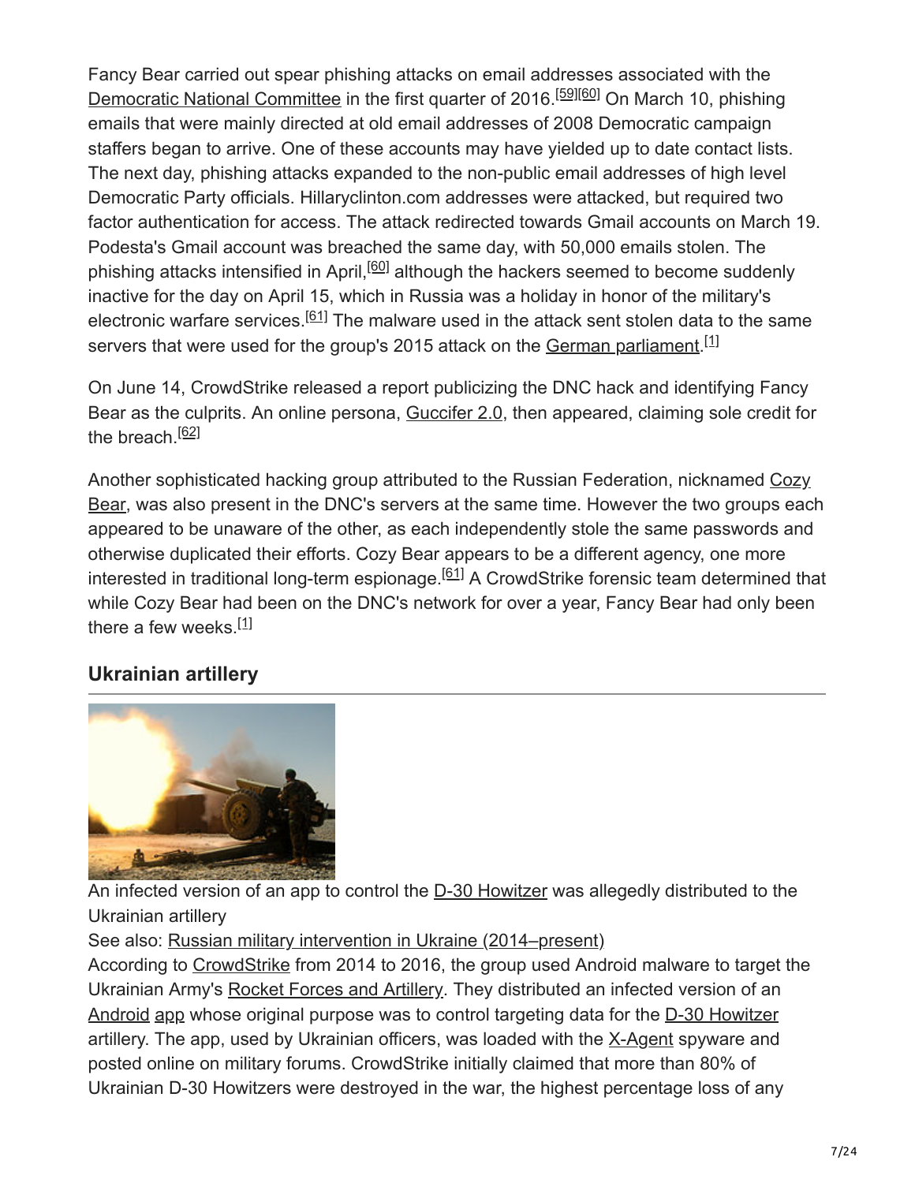Fancy Bear carried out spear phishing attacks on email addresses associated with the Democratic National Committee in the first quarter of 2016.[59][60] On March 10, phishing emails that were mainly directed at old email addresses of 2008 Democratic campaign staffers began to arrive. One of these accounts may have yielded up to date contact lists. The next day, phishing attacks expanded to the non-public email addresses of high level Democratic Party officials. Hillaryclinton.com addresses were attacked, but required two factor authentication for access. The attack redirected towards Gmail accounts on March 19. Podesta's Gmail account was breached the same day, with 50,000 emails stolen. The phishing attacks intensified in April,[60] although the hackers seemed to become suddenly inactive for the day on April 15, which in Russia was a holiday in honor of the military's electronic warfare services.[61] The malware used in the attack sent stolen data to the same servers that were used for the group's 2015 attack on the German parliament.[1]

On June 14, CrowdStrike released a report publicizing the DNC hack and identifying Fancy Bear as the culprits. An online persona, Guccifer 2.0, then appeared, claiming sole credit for the breach.[62]

Another sophisticated hacking group attributed to the Russian Federation, nicknamed Cozy Bear, was also present in the DNC's servers at the same time. However the two groups each appeared to be unaware of the other, as each independently stole the same passwords and otherwise duplicated their efforts. Cozy Bear appears to be a different agency, one more interested in traditional long-term espionage.[61] A CrowdStrike forensic team determined that while Cozy Bear had been on the DNC's network for over a year, Fancy Bear had only been there a few weeks.[1]

## Ukrainian artillery

An infected version of an app to control the D-30 Howitzer was allegedly distributed to the Ukrainian artillery

See also: Russian military intervention in Ukraine (2014–present)

According to CrowdStrike from 2014 to 2016, the group used Android malware to target the Ukrainian Army's Rocket Forces and Artillery. They distributed an infected version of an Android app whose original purpose was to control targeting data for the D-30 Howitzer artillery. The app, used by Ukrainian officers, was loaded with the X-Agent spyware and posted online on military forums. CrowdStrike initially claimed that more than 80% of Ukrainian D-30 Howitzers were destroyed in the war, the highest percentage loss of any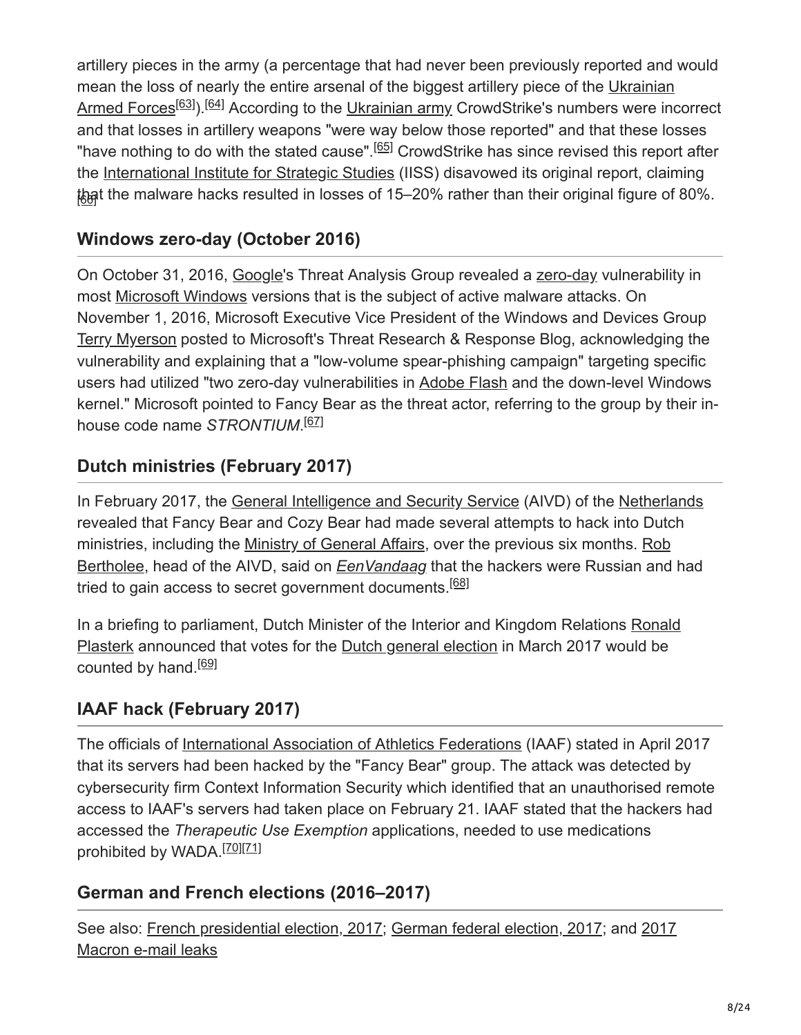artillery pieces in the army (a percentage that had never been previously reported and would mean the loss of nearly the entire arsenal of the biggest artillery piece of the Ukrainian Armed Forces[63]).[64] According to the Ukrainian army CrowdStrike's numbers were incorrect and that losses in artillery weapons "were way below those reported" and that these losses "have nothing to do with the stated cause".[65] CrowdStrike has since revised this report after the International Institute for Strategic Studies (IISS) disavowed its original report, claiming that the malware hacks resulted in losses of 15–20% rather than their original figure of 80%.[66]

### Windows zero-day (October 2016)

On October 31, 2016, Google's Threat Analysis Group revealed a zero-day vulnerability in most Microsoft Windows versions that is the subject of active malware attacks. On November 1, 2016, Microsoft Executive Vice President of the Windows and Devices Group Terry Myerson posted to Microsoft's Threat Research & Response Blog, acknowledging the vulnerability and explaining that a "low-volume spear-phishing campaign" targeting specific users had utilized "two zero-day vulnerabilities in Adobe Flash and the down-level Windows kernel." Microsoft pointed to Fancy Bear as the threat actor, referring to the group by their in-house code name *STRONTIUM*.[67]

### Dutch ministries (February 2017)

In February 2017, the General Intelligence and Security Service (AIVD) of the Netherlands revealed that Fancy Bear and Cozy Bear had made several attempts to hack into Dutch ministries, including the Ministry of General Affairs, over the previous six months. Rob Bertholee, head of the AIVD, said on *EenVandaag* that the hackers were Russian and had tried to gain access to secret government documents.[68]

In a briefing to parliament, Dutch Minister of the Interior and Kingdom Relations Ronald Plasterk announced that votes for the Dutch general election in March 2017 would be counted by hand.[69]

### IAAF hack (February 2017)

The officials of International Association of Athletics Federations (IAAF) stated in April 2017 that its servers had been hacked by the "Fancy Bear" group. The attack was detected by cybersecurity firm Context Information Security which identified that an unauthorised remote access to IAAF's servers had taken place on February 21. IAAF stated that the hackers had accessed the *Therapeutic Use Exemption* applications, needed to use medications prohibited by WADA.[70][71]

### German and French elections (2016–2017)

See also: French presidential election, 2017; German federal election, 2017; and 2017 Macron e-mail leaks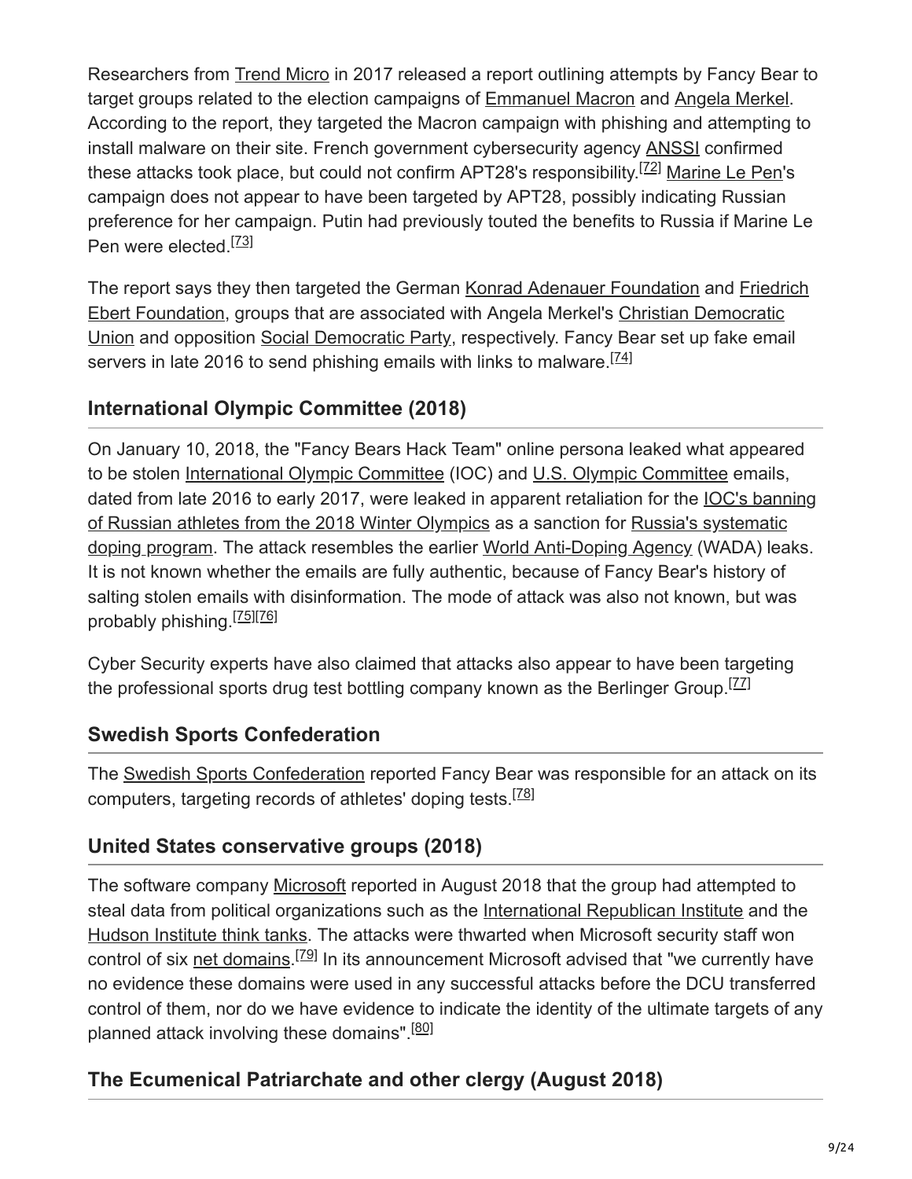Researchers from Trend Micro in 2017 released a report outlining attempts by Fancy Bear to target groups related to the election campaigns of Emmanuel Macron and Angela Merkel. According to the report, they targeted the Macron campaign with phishing and attempting to install malware on their site. French government cybersecurity agency ANSSI confirmed these attacks took place, but could not confirm APT28's responsibility.[72] Marine Le Pen's campaign does not appear to have been targeted by APT28, possibly indicating Russian preference for her campaign. Putin had previously touted the benefits to Russia if Marine Le Pen were elected.[73]

The report says they then targeted the German Konrad Adenauer Foundation and Friedrich Ebert Foundation, groups that are associated with Angela Merkel's Christian Democratic Union and opposition Social Democratic Party, respectively. Fancy Bear set up fake email servers in late 2016 to send phishing emails with links to malware.[74]

## International Olympic Committee (2018)

On January 10, 2018, the "Fancy Bears Hack Team" online persona leaked what appeared to be stolen International Olympic Committee (IOC) and U.S. Olympic Committee emails, dated from late 2016 to early 2017, were leaked in apparent retaliation for the IOC's banning of Russian athletes from the 2018 Winter Olympics as a sanction for Russia's systematic doping program. The attack resembles the earlier World Anti-Doping Agency (WADA) leaks. It is not known whether the emails are fully authentic, because of Fancy Bear's history of salting stolen emails with disinformation. The mode of attack was also not known, but was probably phishing.[75][76]

Cyber Security experts have also claimed that attacks also appear to have been targeting the professional sports drug test bottling company known as the Berlinger Group.[77]

## Swedish Sports Confederation

The Swedish Sports Confederation reported Fancy Bear was responsible for an attack on its computers, targeting records of athletes' doping tests.[78]

## United States conservative groups (2018)

The software company Microsoft reported in August 2018 that the group had attempted to steal data from political organizations such as the International Republican Institute and the Hudson Institute think tanks. The attacks were thwarted when Microsoft security staff won control of six net domains.[79] In its announcement Microsoft advised that "we currently have no evidence these domains were used in any successful attacks before the DCU transferred control of them, nor do we have evidence to indicate the identity of the ultimate targets of any planned attack involving these domains".[80]

## The Ecumenical Patriarchate and other clergy (August 2018)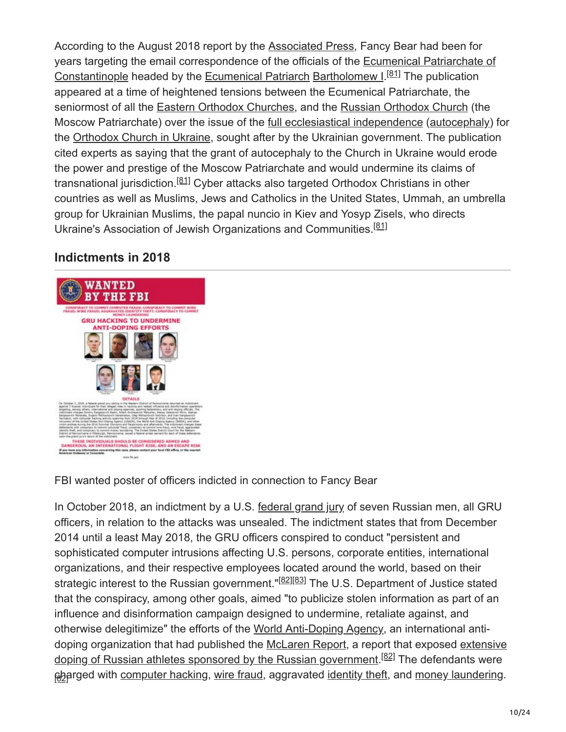According to the August 2018 report by the Associated Press, Fancy Bear had been for years targeting the email correspondence of the officials of the Ecumenical Patriarchate of Constantinople headed by the Ecumenical Patriarch Bartholomew I.[81] The publication appeared at a time of heightened tensions between the Ecumenical Patriarchate, the seniormost of all the Eastern Orthodox Churches, and the Russian Orthodox Church (the Moscow Patriarchate) over the issue of the full ecclesiastical independence (autocephaly) for the Orthodox Church in Ukraine, sought after by the Ukrainian government. The publication cited experts as saying that the grant of autocephaly to the Church in Ukraine would erode the power and prestige of the Moscow Patriarchate and would undermine its claims of transnational jurisdiction.[81] Cyber attacks also targeted Orthodox Christians in other countries as well as Muslims, Jews and Catholics in the United States, Ummah, an umbrella group for Ukrainian Muslims, the papal nuncio in Kiev and Yosyp Zisels, who directs Ukraine's Association of Jewish Organizations and Communities.[81]

## Indictments in 2018

FBI wanted poster of officers indicted in connection to Fancy Bear

In October 2018, an indictment by a U.S. federal grand jury of seven Russian men, all GRU officers, in relation to the attacks was unsealed. The indictment states that from December 2014 until a least May 2018, the GRU officers conspired to conduct "persistent and sophisticated computer intrusions affecting U.S. persons, corporate entities, international organizations, and their respective employees located around the world, based on their strategic interest to the Russian government."[82][83] The U.S. Department of Justice stated that the conspiracy, among other goals, aimed "to publicize stolen information as part of an influence and disinformation campaign designed to undermine, retaliate against, and otherwise delegitimize" the efforts of the World Anti-Doping Agency, an international anti-doping organization that had published the McLaren Report, a report that exposed extensive doping of Russian athletes sponsored by the Russian government.[82] The defendants were charged with computer hacking, wire fraud, aggravated identity theft, and money laundering.[82]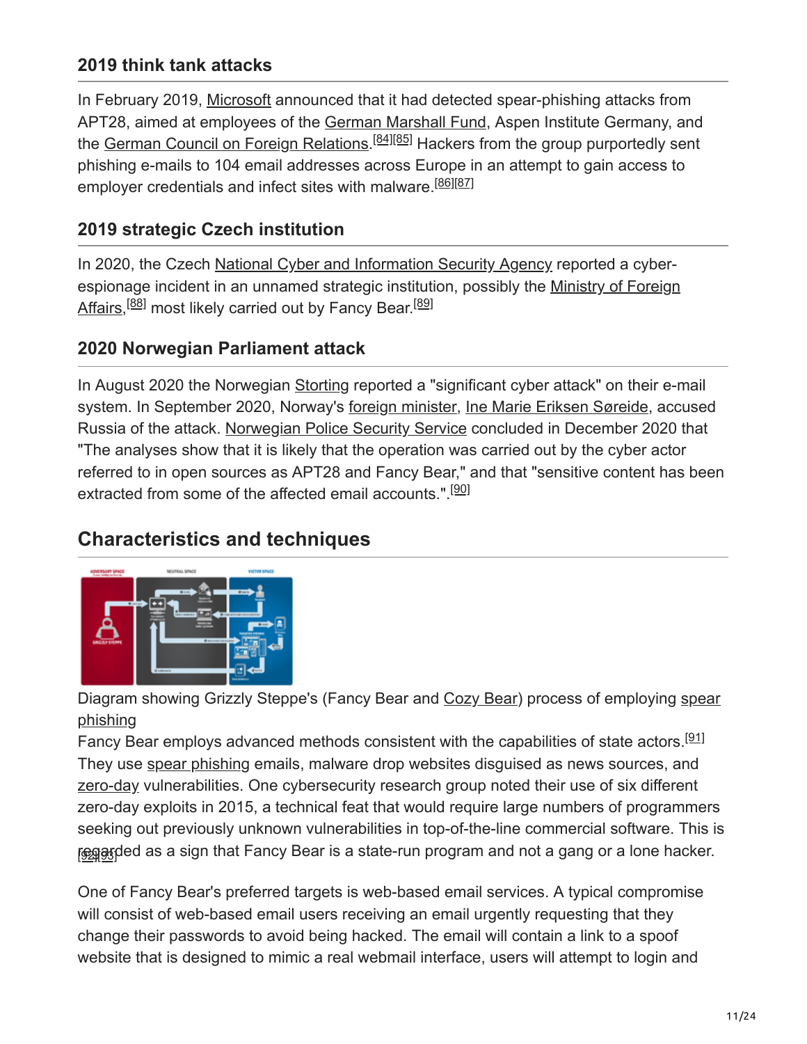### 2019 think tank attacks

In February 2019, Microsoft announced that it had detected spear-phishing attacks from APT28, aimed at employees of the German Marshall Fund, Aspen Institute Germany, and the German Council on Foreign Relations.[84][85] Hackers from the group purportedly sent phishing e-mails to 104 email addresses across Europe in an attempt to gain access to employer credentials and infect sites with malware.[86][87]

### 2019 strategic Czech institution

In 2020, the Czech National Cyber and Information Security Agency reported a cyber-espionage incident in an unnamed strategic institution, possibly the Ministry of Foreign Affairs,[88] most likely carried out by Fancy Bear.[89]

### 2020 Norwegian Parliament attack

In August 2020 the Norwegian Storting reported a "significant cyber attack" on their e-mail system. In September 2020, Norway's foreign minister, Ine Marie Eriksen Søreide, accused Russia of the attack. Norwegian Police Security Service concluded in December 2020 that "The analyses show that it is likely that the operation was carried out by the cyber actor referred to in open sources as APT28 and Fancy Bear," and that "sensitive content has been extracted from some of the affected email accounts.".[90]

## Characteristics and techniques

Diagram showing Grizzly Steppe's (Fancy Bear and Cozy Bear) process of employing spear phishing

Fancy Bear employs advanced methods consistent with the capabilities of state actors.[91] They use spear phishing emails, malware drop websites disguised as news sources, and zero-day vulnerabilities. One cybersecurity research group noted their use of six different zero-day exploits in 2015, a technical feat that would require large numbers of programmers seeking out previously unknown vulnerabilities in top-of-the-line commercial software. This is regarded as a sign that Fancy Bear is a state-run program and not a gang or a lone hacker.[92][93]

One of Fancy Bear's preferred targets is web-based email services. A typical compromise will consist of web-based email users receiving an email urgently requesting that they change their passwords to avoid being hacked. The email will contain a link to a spoof website that is designed to mimic a real webmail interface, users will attempt to login and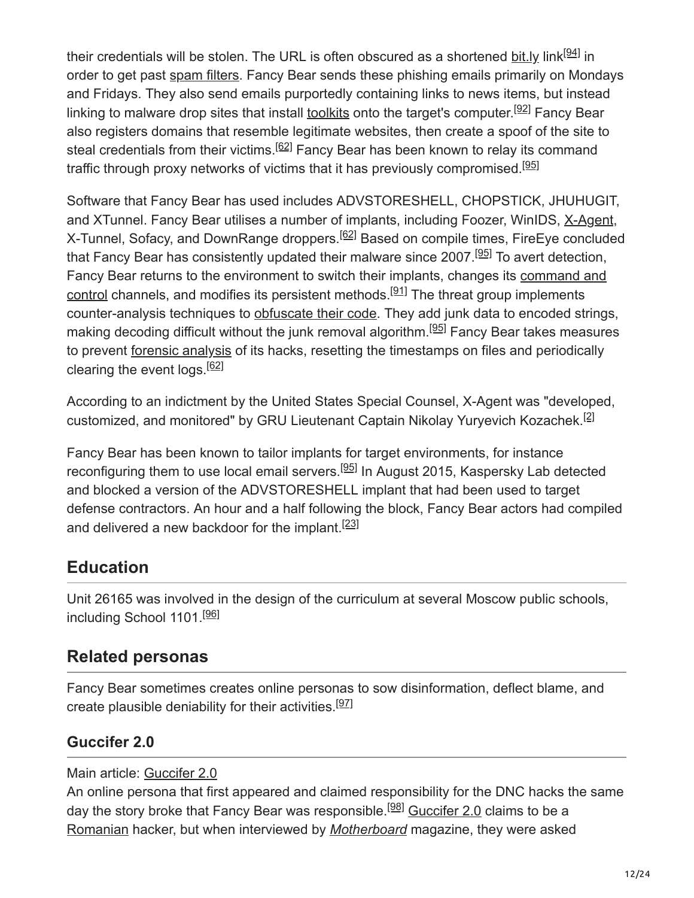their credentials will be stolen. The URL is often obscured as a shortened bit.ly link[94] in order to get past spam filters. Fancy Bear sends these phishing emails primarily on Mondays and Fridays. They also send emails purportedly containing links to news items, but instead linking to malware drop sites that install toolkits onto the target's computer.[92] Fancy Bear also registers domains that resemble legitimate websites, then create a spoof of the site to steal credentials from their victims.[62] Fancy Bear has been known to relay its command traffic through proxy networks of victims that it has previously compromised.[95]

Software that Fancy Bear has used includes ADVSTORESHELL, CHOPSTICK, JHUHUGIT, and XTunnel. Fancy Bear utilises a number of implants, including Foozer, WinIDS, X-Agent, X-Tunnel, Sofacy, and DownRange droppers.[62] Based on compile times, FireEye concluded that Fancy Bear has consistently updated their malware since 2007.[95] To avert detection, Fancy Bear returns to the environment to switch their implants, changes its command and control channels, and modifies its persistent methods.[91] The threat group implements counter-analysis techniques to obfuscate their code. They add junk data to encoded strings, making decoding difficult without the junk removal algorithm.[95] Fancy Bear takes measures to prevent forensic analysis of its hacks, resetting the timestamps on files and periodically clearing the event logs.[62]

According to an indictment by the United States Special Counsel, X-Agent was "developed, customized, and monitored" by GRU Lieutenant Captain Nikolay Yuryevich Kozachek.[2]

Fancy Bear has been known to tailor implants for target environments, for instance reconfiguring them to use local email servers.[95] In August 2015, Kaspersky Lab detected and blocked a version of the ADVSTORESHELL implant that had been used to target defense contractors. An hour and a half following the block, Fancy Bear actors had compiled and delivered a new backdoor for the implant.[23]

## Education

Unit 26165 was involved in the design of the curriculum at several Moscow public schools, including School 1101.[96]

## Related personas

Fancy Bear sometimes creates online personas to sow disinformation, deflect blame, and create plausible deniability for their activities.[97]

### Guccifer 2.0

Main article: Guccifer 2.0

An online persona that first appeared and claimed responsibility for the DNC hacks the same day the story broke that Fancy Bear was responsible.[98] Guccifer 2.0 claims to be a Romanian hacker, but when interviewed by *Motherboard* magazine, they were asked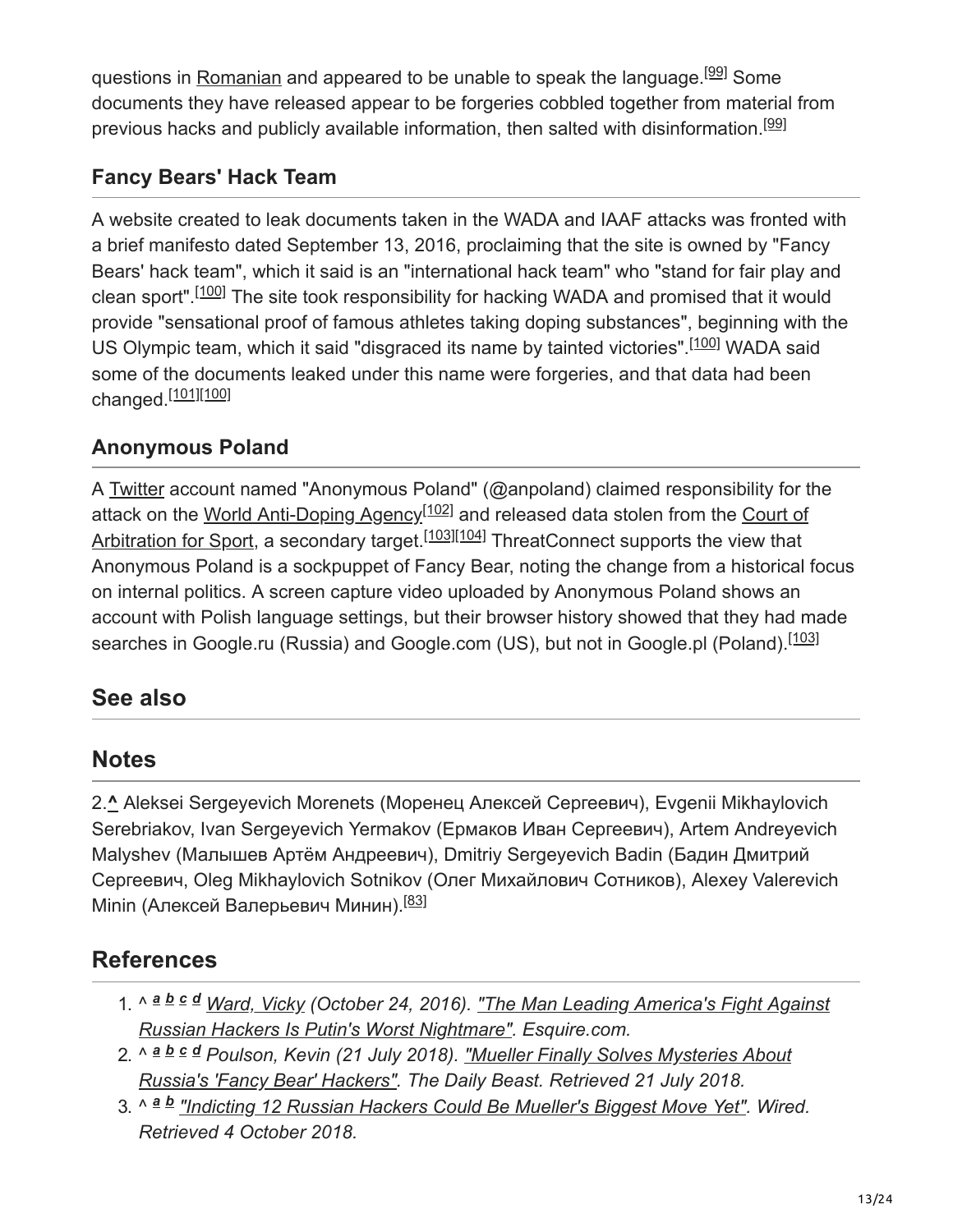questions in Romanian and appeared to be unable to speak the language.[99] Some documents they have released appear to be forgeries cobbled together from material from previous hacks and publicly available information, then salted with disinformation.[99]

### Fancy Bears' Hack Team

A website created to leak documents taken in the WADA and IAAF attacks was fronted with a brief manifesto dated September 13, 2016, proclaiming that the site is owned by "Fancy Bears' hack team", which it said is an "international hack team" who "stand for fair play and clean sport".[100] The site took responsibility for hacking WADA and promised that it would provide "sensational proof of famous athletes taking doping substances", beginning with the US Olympic team, which it said "disgraced its name by tainted victories".[100] WADA said some of the documents leaked under this name were forgeries, and that data had been changed.[101][100]

### Anonymous Poland

A Twitter account named "Anonymous Poland" (@anpoland) claimed responsibility for the attack on the World Anti-Doping Agency[102] and released data stolen from the Court of Arbitration for Sport, a secondary target.[103][104] ThreatConnect supports the view that Anonymous Poland is a sockpuppet of Fancy Bear, noting the change from a historical focus on internal politics. A screen capture video uploaded by Anonymous Poland shows an account with Polish language settings, but their browser history showed that they had made searches in Google.ru (Russia) and Google.com (US), but not in Google.pl (Poland).[103]

## See also

## Notes

2.^ Aleksei Sergeyevich Morenets (Моренец Алексей Сергеевич), Evgenii Mikhaylovich Serebriakov, Ivan Sergeyevich Yermakov (Ермаков Иван Сергеевич), Artem Andreyevich Malyshev (Малышев Артём Андреевич), Dmitriy Sergeyevich Badin (Бадин Дмитрий Сергеевич, Oleg Mikhaylovich Sotnikov (Олег Михайлович Сотников), Alexey Valerevich Minin (Алексей Валерьевич Минин).[83]

## References

1. ^ *a b c d* *Ward, Vicky (October 24, 2016). "The Man Leading America's Fight Against Russian Hackers Is Putin's Worst Nightmare". Esquire.com.*
2. ^ *a b c d* *Poulson, Kevin (21 July 2018). "Mueller Finally Solves Mysteries About Russia's 'Fancy Bear' Hackers". The Daily Beast. Retrieved 21 July 2018.*
3. ^ *a b* *"Indicting 12 Russian Hackers Could Be Mueller's Biggest Move Yet". Wired. Retrieved 4 October 2018.*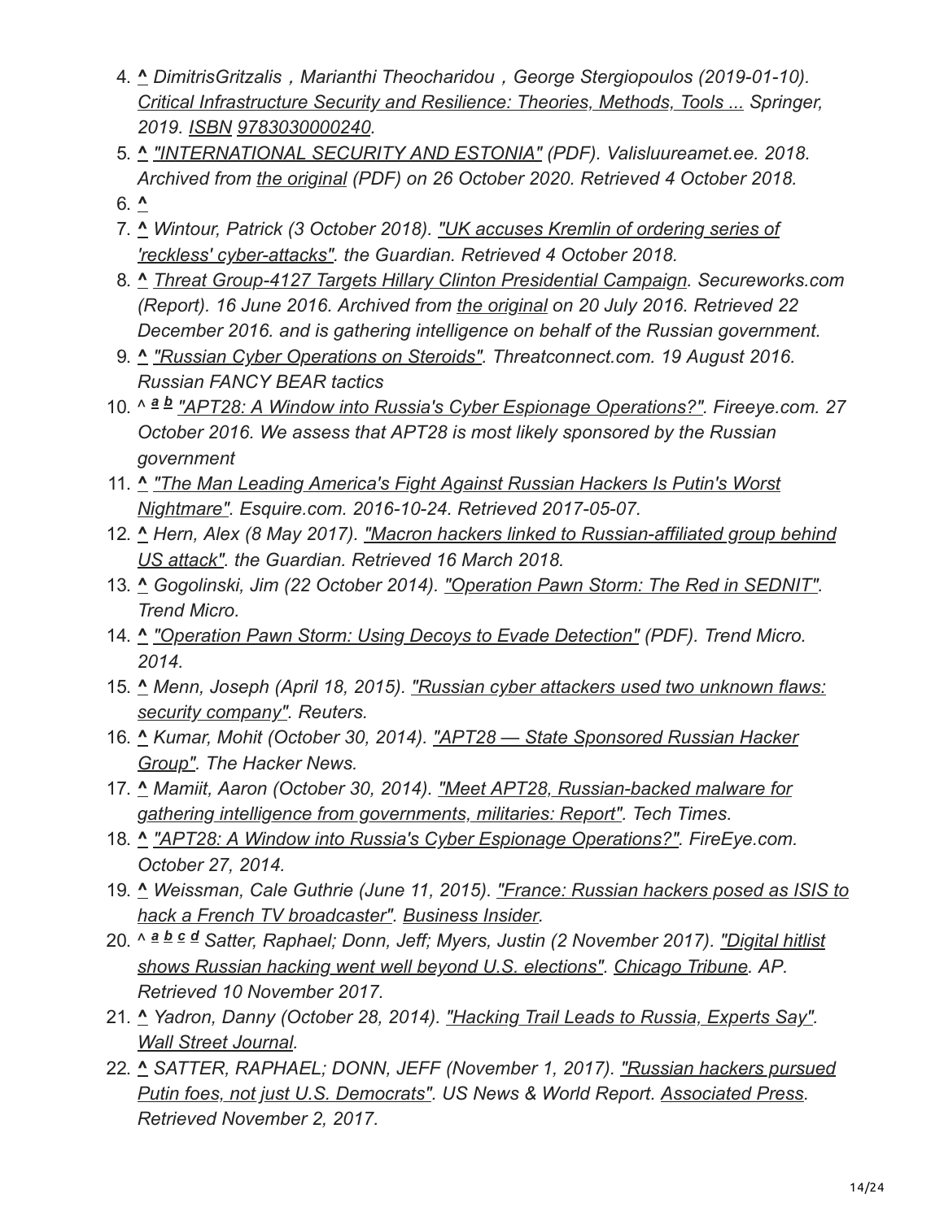4. ^ *DimitrisGritzalis，Marianthi Theocharidou，George Stergiopoulos (2019-01-10). Critical Infrastructure Security and Resilience: Theories, Methods, Tools ... Springer, 2019. ISBN 9783030000240.*
5. ^ *"INTERNATIONAL SECURITY AND ESTONIA" (PDF). Valisluureamet.ee. 2018. Archived from the original (PDF) on 26 October 2020. Retrieved 4 October 2018.*
6. ^
7. ^ *Wintour, Patrick (3 October 2018). "UK accuses Kremlin of ordering series of 'reckless' cyber-attacks". the Guardian. Retrieved 4 October 2018.*
8. ^ *Threat Group-4127 Targets Hillary Clinton Presidential Campaign. Secureworks.com (Report). 16 June 2016. Archived from the original on 20 July 2016. Retrieved 22 December 2016. and is gathering intelligence on behalf of the Russian government.*
9. ^ *"Russian Cyber Operations on Steroids". Threatconnect.com. 19 August 2016. Russian FANCY BEAR tactics*
10. ^ a b *"APT28: A Window into Russia's Cyber Espionage Operations?". Fireeye.com. 27 October 2016. We assess that APT28 is most likely sponsored by the Russian government*
11. ^ *"The Man Leading America's Fight Against Russian Hackers Is Putin's Worst Nightmare". Esquire.com. 2016-10-24. Retrieved 2017-05-07.*
12. ^ *Hern, Alex (8 May 2017). "Macron hackers linked to Russian-affiliated group behind US attack". the Guardian. Retrieved 16 March 2018.*
13. ^ *Gogolinski, Jim (22 October 2014). "Operation Pawn Storm: The Red in SEDNIT". Trend Micro.*
14. ^ *"Operation Pawn Storm: Using Decoys to Evade Detection" (PDF). Trend Micro. 2014.*
15. ^ *Menn, Joseph (April 18, 2015). "Russian cyber attackers used two unknown flaws: security company". Reuters.*
16. ^ *Kumar, Mohit (October 30, 2014). "APT28 — State Sponsored Russian Hacker Group". The Hacker News.*
17. ^ *Mamiit, Aaron (October 30, 2014). "Meet APT28, Russian-backed malware for gathering intelligence from governments, militaries: Report". Tech Times.*
18. ^ *"APT28: A Window into Russia's Cyber Espionage Operations?". FireEye.com. October 27, 2014.*
19. ^ *Weissman, Cale Guthrie (June 11, 2015). "France: Russian hackers posed as ISIS to hack a French TV broadcaster". Business Insider.*
20. ^ a b c d *Satter, Raphael; Donn, Jeff; Myers, Justin (2 November 2017). "Digital hitlist shows Russian hacking went well beyond U.S. elections". Chicago Tribune. AP. Retrieved 10 November 2017.*
21. ^ *Yadron, Danny (October 28, 2014). "Hacking Trail Leads to Russia, Experts Say". Wall Street Journal.*
22. ^ *SATTER, RAPHAEL; DONN, JEFF (November 1, 2017). "Russian hackers pursued Putin foes, not just U.S. Democrats". US News & World Report. Associated Press. Retrieved November 2, 2017.*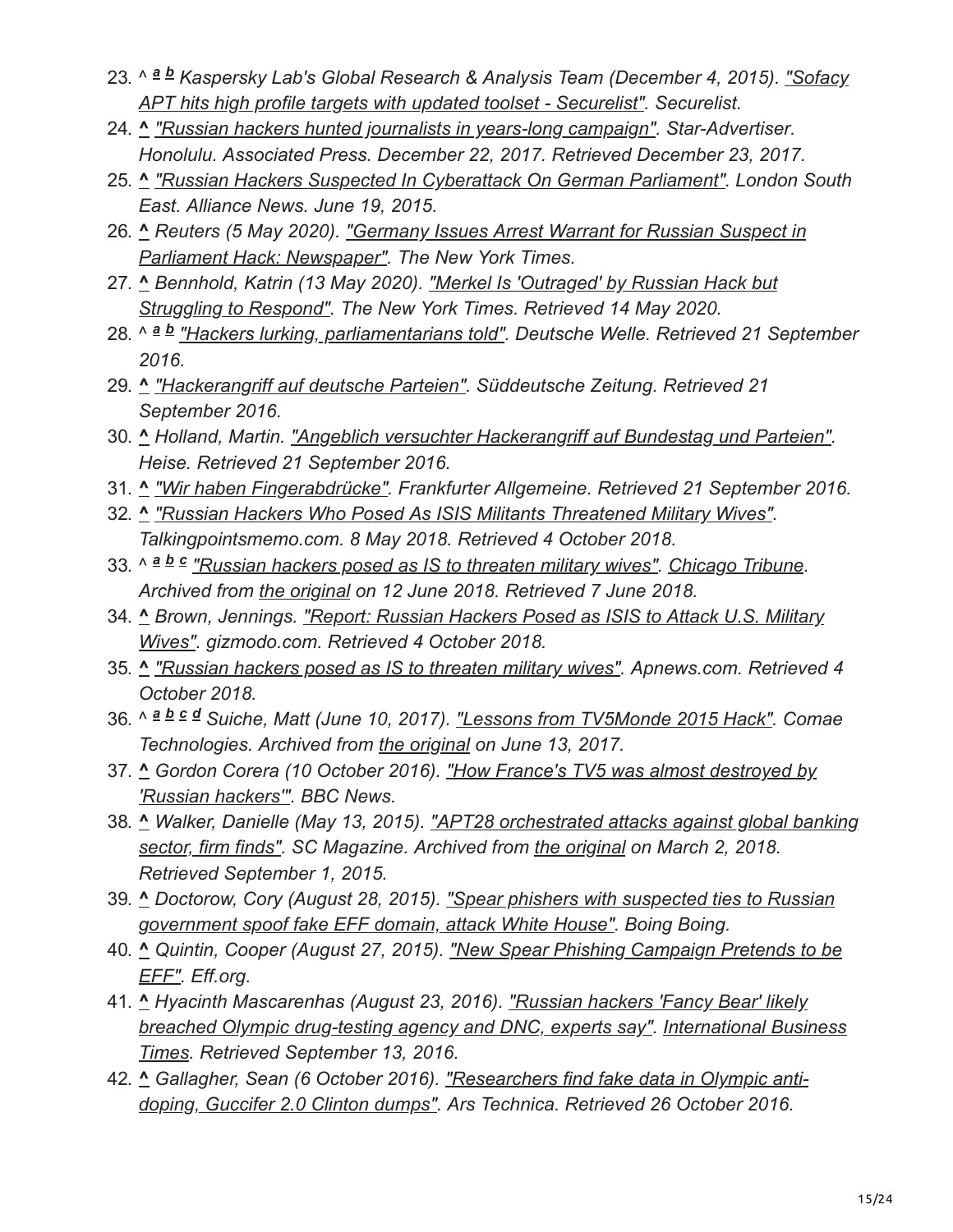23. ^ *a* *b* *Kaspersky Lab's Global Research & Analysis Team (December 4, 2015). "Sofacy APT hits high profile targets with updated toolset - Securelist". Securelist.*
24. **^** *"Russian hackers hunted journalists in years-long campaign". Star-Advertiser. Honolulu. Associated Press. December 22, 2017. Retrieved December 23, 2017.*
25. **^** *"Russian Hackers Suspected In Cyberattack On German Parliament". London South East. Alliance News. June 19, 2015.*
26. **^** *Reuters (5 May 2020). "Germany Issues Arrest Warrant for Russian Suspect in Parliament Hack: Newspaper". The New York Times.*
27. **^** *Bennhold, Katrin (13 May 2020). "Merkel Is 'Outraged' by Russian Hack but Struggling to Respond". The New York Times. Retrieved 14 May 2020.*
28. ^ *a* *b* *"Hackers lurking, parliamentarians told". Deutsche Welle. Retrieved 21 September 2016.*
29. **^** *"Hackerangriff auf deutsche Parteien". Süddeutsche Zeitung. Retrieved 21 September 2016.*
30. **^** *Holland, Martin. "Angeblich versuchter Hackerangriff auf Bundestag und Parteien". Heise. Retrieved 21 September 2016.*
31. **^** *"Wir haben Fingerabdrücke". Frankfurter Allgemeine. Retrieved 21 September 2016.*
32. **^** *"Russian Hackers Who Posed As ISIS Militants Threatened Military Wives". Talkingpointsmemo.com. 8 May 2018. Retrieved 4 October 2018.*
33. ^ *a* *b* *c* *"Russian hackers posed as IS to threaten military wives". Chicago Tribune. Archived from the original on 12 June 2018. Retrieved 7 June 2018.*
34. **^** *Brown, Jennings. "Report: Russian Hackers Posed as ISIS to Attack U.S. Military Wives". gizmodo.com. Retrieved 4 October 2018.*
35. **^** *"Russian hackers posed as IS to threaten military wives". Apnews.com. Retrieved 4 October 2018.*
36. ^ *a* *b* *c* *d* *Suiche, Matt (June 10, 2017). "Lessons from TV5Monde 2015 Hack". Comae Technologies. Archived from the original on June 13, 2017.*
37. **^** *Gordon Corera (10 October 2016). "How France's TV5 was almost destroyed by 'Russian hackers'". BBC News.*
38. **^** *Walker, Danielle (May 13, 2015). "APT28 orchestrated attacks against global banking sector, firm finds". SC Magazine. Archived from the original on March 2, 2018. Retrieved September 1, 2015.*
39. **^** *Doctorow, Cory (August 28, 2015). "Spear phishers with suspected ties to Russian government spoof fake EFF domain, attack White House". Boing Boing.*
40. **^** *Quintin, Cooper (August 27, 2015). "New Spear Phishing Campaign Pretends to be EFF". Eff.org.*
41. **^** *Hyacinth Mascarenhas (August 23, 2016). "Russian hackers 'Fancy Bear' likely breached Olympic drug-testing agency and DNC, experts say". International Business Times. Retrieved September 13, 2016.*
42. **^** *Gallagher, Sean (6 October 2016). "Researchers find fake data in Olympic anti-doping, Guccifer 2.0 Clinton dumps". Ars Technica. Retrieved 26 October 2016.*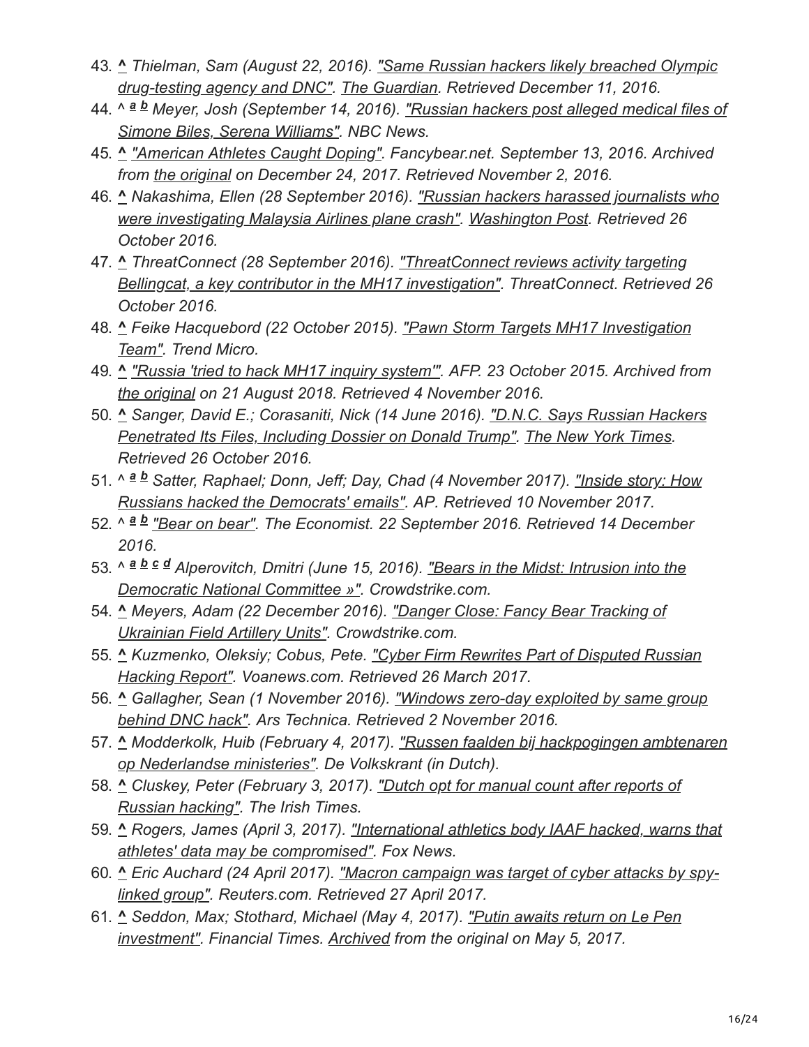43. ^ *Thielman, Sam (August 22, 2016). "Same Russian hackers likely breached Olympic drug-testing agency and DNC". The Guardian. Retrieved December 11, 2016.*
44. ^ *a b Meyer, Josh (September 14, 2016). "Russian hackers post alleged medical files of Simone Biles, Serena Williams". NBC News.*
45. ^ *"American Athletes Caught Doping". Fancybear.net. September 13, 2016. Archived from the original on December 24, 2017. Retrieved November 2, 2016.*
46. ^ *Nakashima, Ellen (28 September 2016). "Russian hackers harassed journalists who were investigating Malaysia Airlines plane crash". Washington Post. Retrieved 26 October 2016.*
47. ^ *ThreatConnect (28 September 2016). "ThreatConnect reviews activity targeting Bellingcat, a key contributor in the MH17 investigation". ThreatConnect. Retrieved 26 October 2016.*
48. ^ *Feike Hacquebord (22 October 2015). "Pawn Storm Targets MH17 Investigation Team". Trend Micro.*
49. ^ *"Russia 'tried to hack MH17 inquiry system'". AFP. 23 October 2015. Archived from the original on 21 August 2018. Retrieved 4 November 2016.*
50. ^ *Sanger, David E.; Corasaniti, Nick (14 June 2016). "D.N.C. Says Russian Hackers Penetrated Its Files, Including Dossier on Donald Trump". The New York Times. Retrieved 26 October 2016.*
51. ^ *a b Satter, Raphael; Donn, Jeff; Day, Chad (4 November 2017). "Inside story: How Russians hacked the Democrats' emails". AP. Retrieved 10 November 2017.*
52. ^ *a b "Bear on bear". The Economist. 22 September 2016. Retrieved 14 December 2016.*
53. ^ *a b c d Alperovitch, Dmitri (June 15, 2016). "Bears in the Midst: Intrusion into the Democratic National Committee »". Crowdstrike.com.*
54. ^ *Meyers, Adam (22 December 2016). "Danger Close: Fancy Bear Tracking of Ukrainian Field Artillery Units". Crowdstrike.com.*
55. ^ *Kuzmenko, Oleksiy; Cobus, Pete. "Cyber Firm Rewrites Part of Disputed Russian Hacking Report". Voanews.com. Retrieved 26 March 2017.*
56. ^ *Gallagher, Sean (1 November 2016). "Windows zero-day exploited by same group behind DNC hack". Ars Technica. Retrieved 2 November 2016.*
57. ^ *Modderkolk, Huib (February 4, 2017). "Russen faalden bij hackpogingen ambtenaren op Nederlandse ministeries". De Volkskrant (in Dutch).*
58. ^ *Cluskey, Peter (February 3, 2017). "Dutch opt for manual count after reports of Russian hacking". The Irish Times.*
59. ^ *Rogers, James (April 3, 2017). "International athletics body IAAF hacked, warns that athletes' data may be compromised". Fox News.*
60. ^ *Eric Auchard (24 April 2017). "Macron campaign was target of cyber attacks by spy-linked group". Reuters.com. Retrieved 27 April 2017.*
61. ^ *Seddon, Max; Stothard, Michael (May 4, 2017). "Putin awaits return on Le Pen investment". Financial Times. Archived from the original on May 5, 2017.*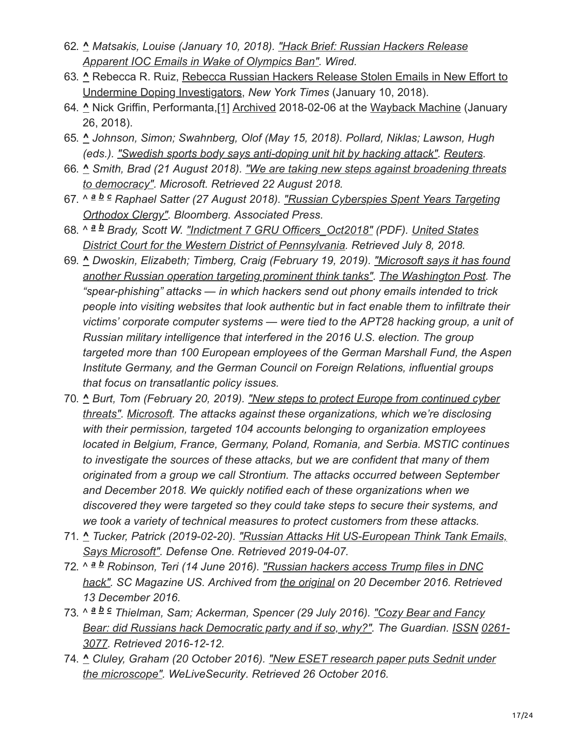62. **^** *Matsakis, Louise (January 10, 2018). "Hack Brief: Russian Hackers Release Apparent IOC Emails in Wake of Olympics Ban". Wired.*
63. **^** Rebecca R. Ruiz, Rebecca Russian Hackers Release Stolen Emails in New Effort to Undermine Doping Investigators, *New York Times* (January 10, 2018).
64. **^** Nick Griffin, Performanta,[1] Archived 2018-02-06 at the Wayback Machine (January 26, 2018).
65. **^** *Johnson, Simon; Swahnberg, Olof (May 15, 2018). Pollard, Niklas; Lawson, Hugh (eds.). "Swedish sports body says anti-doping unit hit by hacking attack". Reuters.*
66. **^** *Smith, Brad (21 August 2018). "We are taking new steps against broadening threats to democracy". Microsoft. Retrieved 22 August 2018.*
67. ^ ***a b c*** *Raphael Satter (27 August 2018). "Russian Cyberspies Spent Years Targeting Orthodox Clergy". Bloomberg. Associated Press.*
68. ^ ***a b*** *Brady, Scott W. "Indictment 7 GRU Officers_Oct2018" (PDF). United States District Court for the Western District of Pennsylvania. Retrieved July 8, 2018.*
69. **^** *Dwoskin, Elizabeth; Timberg, Craig (February 19, 2019). "Microsoft says it has found another Russian operation targeting prominent think tanks". The Washington Post. The "spear-phishing" attacks — in which hackers send out phony emails intended to trick people into visiting websites that look authentic but in fact enable them to infiltrate their victims' corporate computer systems — were tied to the APT28 hacking group, a unit of Russian military intelligence that interfered in the 2016 U.S. election. The group targeted more than 100 European employees of the German Marshall Fund, the Aspen Institute Germany, and the German Council on Foreign Relations, influential groups that focus on transatlantic policy issues.*
70. **^** *Burt, Tom (February 20, 2019). "New steps to protect Europe from continued cyber threats". Microsoft. The attacks against these organizations, which we're disclosing with their permission, targeted 104 accounts belonging to organization employees located in Belgium, France, Germany, Poland, Romania, and Serbia. MSTIC continues to investigate the sources of these attacks, but we are confident that many of them originated from a group we call Strontium. The attacks occurred between September and December 2018. We quickly notified each of these organizations when we discovered they were targeted so they could take steps to secure their systems, and we took a variety of technical measures to protect customers from these attacks.*
71. **^** *Tucker, Patrick (2019-02-20). "Russian Attacks Hit US-European Think Tank Emails, Says Microsoft". Defense One. Retrieved 2019-04-07.*
72. ^ ***a b*** *Robinson, Teri (14 June 2016). "Russian hackers access Trump files in DNC hack". SC Magazine US. Archived from the original on 20 December 2016. Retrieved 13 December 2016.*
73. ^ ***a b c*** *Thielman, Sam; Ackerman, Spencer (29 July 2016). "Cozy Bear and Fancy Bear: did Russians hack Democratic party and if so, why?". The Guardian. ISSN 0261-3077. Retrieved 2016-12-12.*
74. **^** *Cluley, Graham (20 October 2016). "New ESET research paper puts Sednit under the microscope". WeLiveSecurity. Retrieved 26 October 2016.*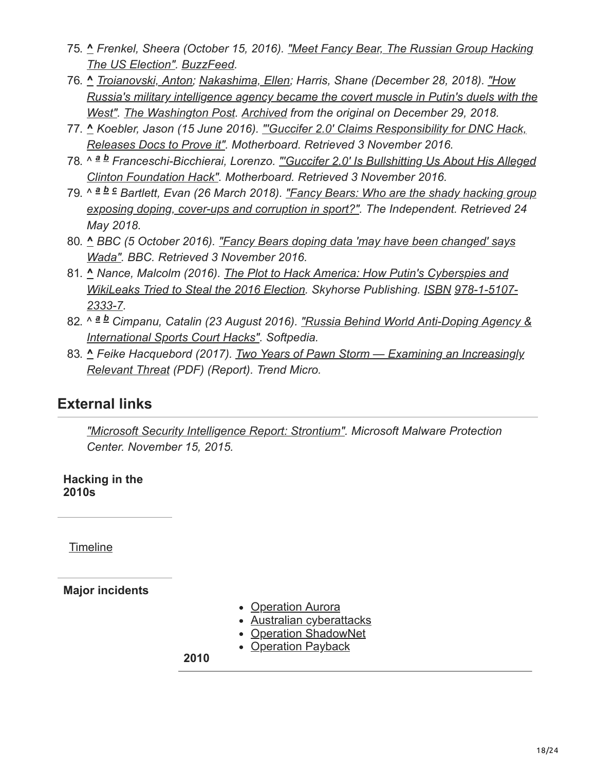75. ^ *Frenkel, Sheera (October 15, 2016). "Meet Fancy Bear, The Russian Group Hacking The US Election". BuzzFeed.*
76. ^ *Troianovski, Anton; Nakashima, Ellen; Harris, Shane (December 28, 2018). "How Russia's military intelligence agency became the covert muscle in Putin's duels with the West". The Washington Post. Archived from the original on December 29, 2018.*
77. ^ *Koebler, Jason (15 June 2016). "'Guccifer 2.0' Claims Responsibility for DNC Hack, Releases Docs to Prove it". Motherboard. Retrieved 3 November 2016.*
78. ^ *a b Franceschi-Bicchierai, Lorenzo. "'Guccifer 2.0' Is Bullshitting Us About His Alleged Clinton Foundation Hack". Motherboard. Retrieved 3 November 2016.*
79. ^ *a b c Bartlett, Evan (26 March 2018). "Fancy Bears: Who are the shady hacking group exposing doping, cover-ups and corruption in sport?". The Independent. Retrieved 24 May 2018.*
80. ^ *BBC (5 October 2016). "Fancy Bears doping data 'may have been changed' says Wada". BBC. Retrieved 3 November 2016.*
81. ^ *Nance, Malcolm (2016). The Plot to Hack America: How Putin's Cyberspies and WikiLeaks Tried to Steal the 2016 Election. Skyhorse Publishing. ISBN 978-1-5107-2333-7.*
82. ^ *a b Cimpanu, Catalin (23 August 2016). "Russia Behind World Anti-Doping Agency & International Sports Court Hacks". Softpedia.*
83. ^ *Feike Hacquebord (2017). Two Years of Pawn Storm — Examining an Increasingly Relevant Threat (PDF) (Report). Trend Micro.*

## External links

*"Microsoft Security Intelligence Report: Strontium". Microsoft Malware Protection Center. November 15, 2015.*

**Hacking in the 2010s**

Timeline

**Major incidents**

**2010**

- Operation Aurora
- Australian cyberattacks
- Operation ShadowNet
- Operation Payback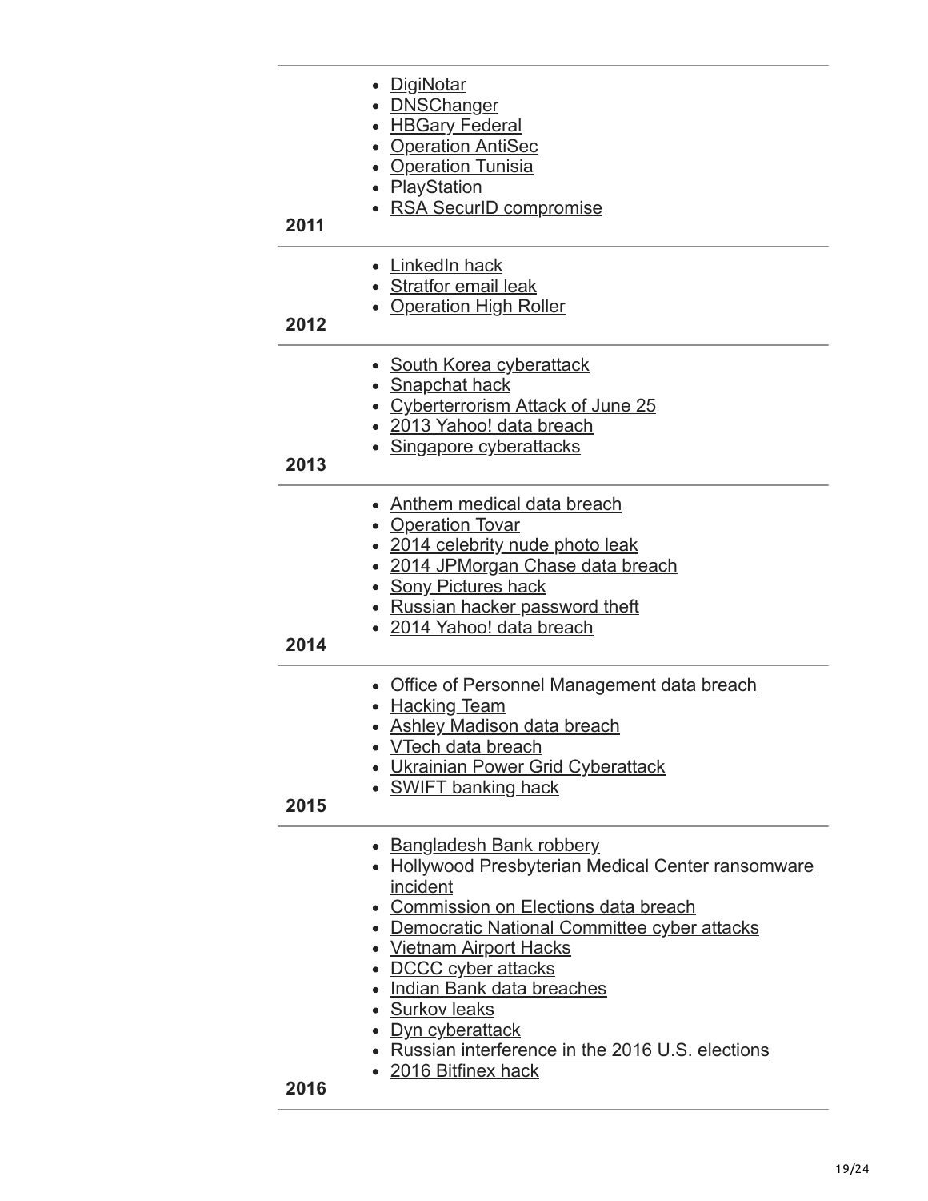| | |
|---|---|
| **2011** | - DigiNotar<br>- DNSChanger<br>- HBGary Federal<br>- Operation AntiSec<br>- Operation Tunisia<br>- PlayStation<br>- RSA SecurID compromise |
| **2012** | - LinkedIn hack<br>- Stratfor email leak<br>- Operation High Roller |
| **2013** | - South Korea cyberattack<br>- Snapchat hack<br>- Cyberterrorism Attack of June 25<br>- 2013 Yahoo! data breach<br>- Singapore cyberattacks |
| **2014** | - Anthem medical data breach<br>- Operation Tovar<br>- 2014 celebrity nude photo leak<br>- 2014 JPMorgan Chase data breach<br>- Sony Pictures hack<br>- Russian hacker password theft<br>- 2014 Yahoo! data breach |
| **2015** | - Office of Personnel Management data breach<br>- Hacking Team<br>- Ashley Madison data breach<br>- VTech data breach<br>- Ukrainian Power Grid Cyberattack<br>- SWIFT banking hack |
| **2016** | - Bangladesh Bank robbery<br>- Hollywood Presbyterian Medical Center ransomware incident<br>- Commission on Elections data breach<br>- Democratic National Committee cyber attacks<br>- Vietnam Airport Hacks<br>- DCCC cyber attacks<br>- Indian Bank data breaches<br>- Surkov leaks<br>- Dyn cyberattack<br>- Russian interference in the 2016 U.S. elections<br>- 2016 Bitfinex hack |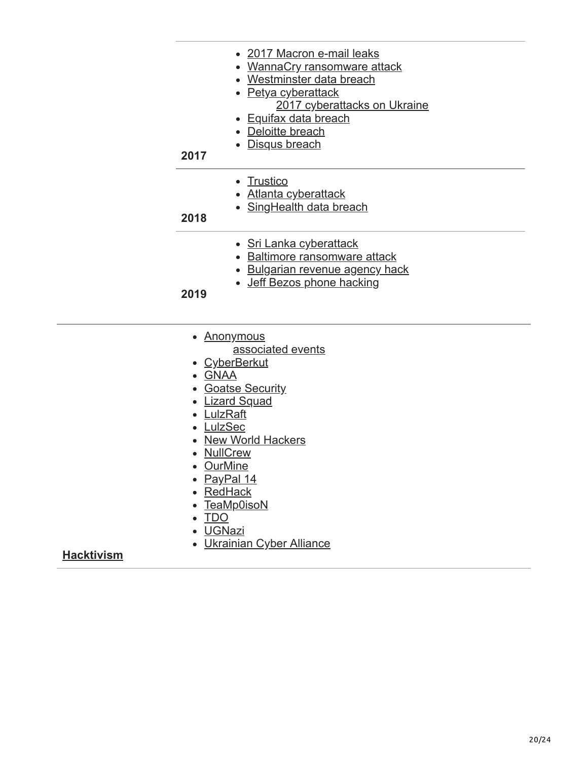| | | |
|---|---|---|
| | 2017 | - 2017 Macron e-mail leaks<br>- WannaCry ransomware attack<br>- Westminster data breach<br>- Petya cyberattack<br>&nbsp;&nbsp;&nbsp;&nbsp;2017 cyberattacks on Ukraine<br>- Equifax data breach<br>- Deloitte breach<br>- Disqus breach |
| | 2018 | - Trustico<br>- Atlanta cyberattack<br>- SingHealth data breach |
| | 2019 | - Sri Lanka cyberattack<br>- Baltimore ransomware attack<br>- Bulgarian revenue agency hack<br>- Jeff Bezos phone hacking |
| **Hacktivism** | | - Anonymous<br>&nbsp;&nbsp;&nbsp;&nbsp;associated events<br>- CyberBerkut<br>- GNAA<br>- Goatse Security<br>- Lizard Squad<br>- LulzRaft<br>- LulzSec<br>- New World Hackers<br>- NullCrew<br>- OurMine<br>- PayPal 14<br>- RedHack<br>- TeaMp0isoN<br>- TDO<br>- UGNazi<br>- Ukrainian Cyber Alliance |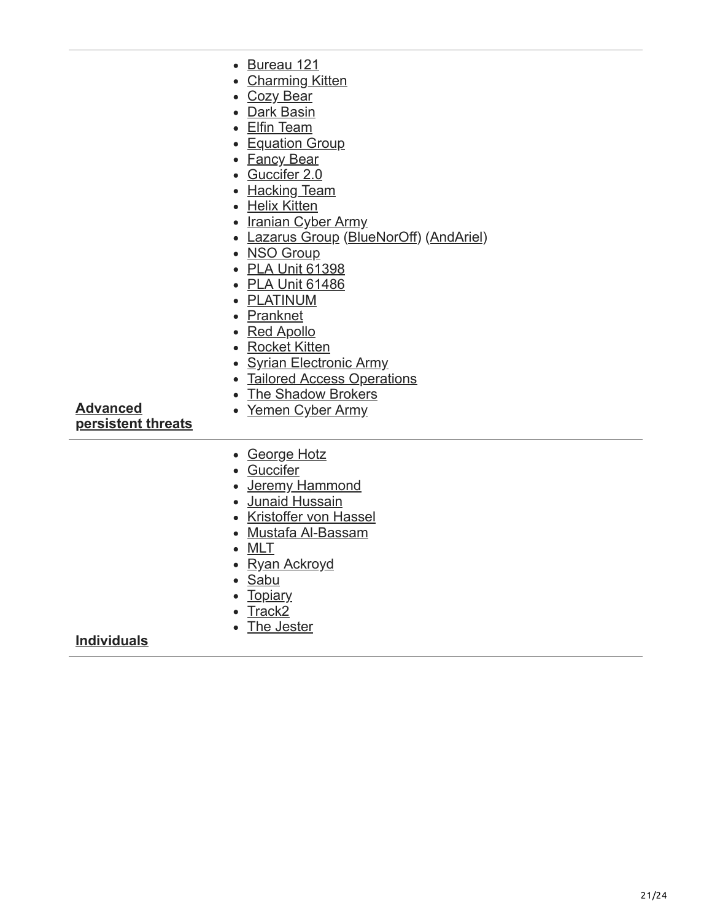| | |
|---|---|
| **Advanced persistent threats** | • Bureau 121<br>• Charming Kitten<br>• Cozy Bear<br>• Dark Basin<br>• Elfin Team<br>• Equation Group<br>• Fancy Bear<br>• Guccifer 2.0<br>• Hacking Team<br>• Helix Kitten<br>• Iranian Cyber Army<br>• Lazarus Group (BlueNorOff) (AndAriel)<br>• NSO Group<br>• PLA Unit 61398<br>• PLA Unit 61486<br>• PLATINUM<br>• Pranknet<br>• Red Apollo<br>• Rocket Kitten<br>• Syrian Electronic Army<br>• Tailored Access Operations<br>• The Shadow Brokers<br>• Yemen Cyber Army |
| **Individuals** | • George Hotz<br>• Guccifer<br>• Jeremy Hammond<br>• Junaid Hussain<br>• Kristoffer von Hassel<br>• Mustafa Al-Bassam<br>• MLT<br>• Ryan Ackroyd<br>• Sabu<br>• Topiary<br>• Track2<br>• The Jester |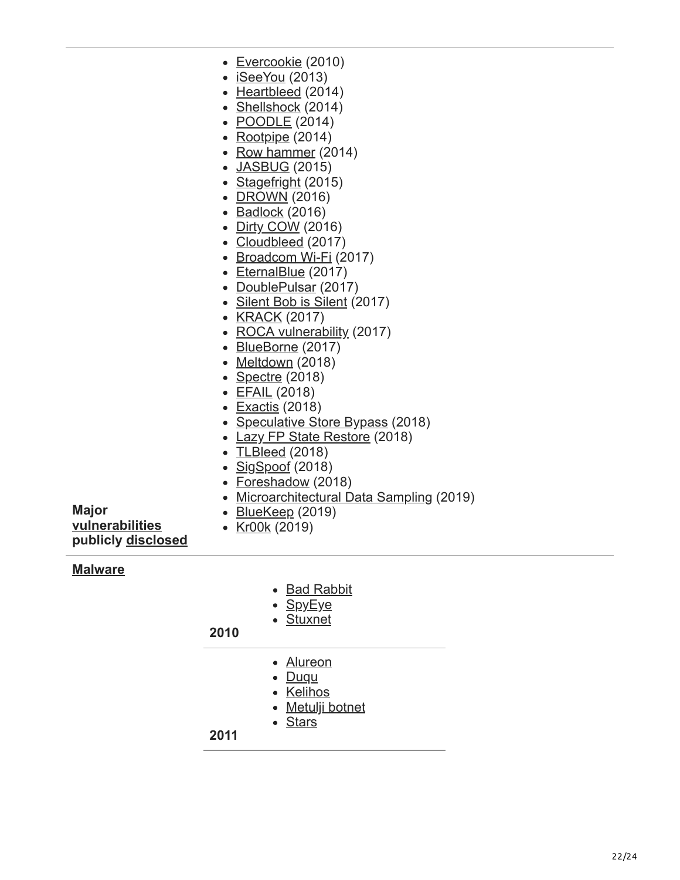| | |
|---|---|
| **Major vulnerabilities publicly disclosed** | Evercookie (2010)<br>iSeeYou (2013)<br>Heartbleed (2014)<br>Shellshock (2014)<br>POODLE (2014)<br>Rootpipe (2014)<br>Row hammer (2014)<br>JASBUG (2015)<br>Stagefright (2015)<br>DROWN (2016)<br>Badlock (2016)<br>Dirty COW (2016)<br>Cloudbleed (2017)<br>Broadcom Wi-Fi (2017)<br>EternalBlue (2017)<br>DoublePulsar (2017)<br>Silent Bob is Silent (2017)<br>KRACK (2017)<br>ROCA vulnerability (2017)<br>BlueBorne (2017)<br>Meltdown (2018)<br>Spectre (2018)<br>EFAIL (2018)<br>Exactis (2018)<br>Speculative Store Bypass (2018)<br>Lazy FP State Restore (2018)<br>TLBleed (2018)<br>SigSpoof (2018)<br>Foreshadow (2018)<br>Microarchitectural Data Sampling (2019)<br>BlueKeep (2019)<br>Kr00k (2019) |

**Malware**

| | |
|---|---|
| **2010** | Bad Rabbit<br>SpyEye<br>Stuxnet |
| **2011** | Alureon<br>Duqu<br>Kelihos<br>Metulji botnet<br>Stars |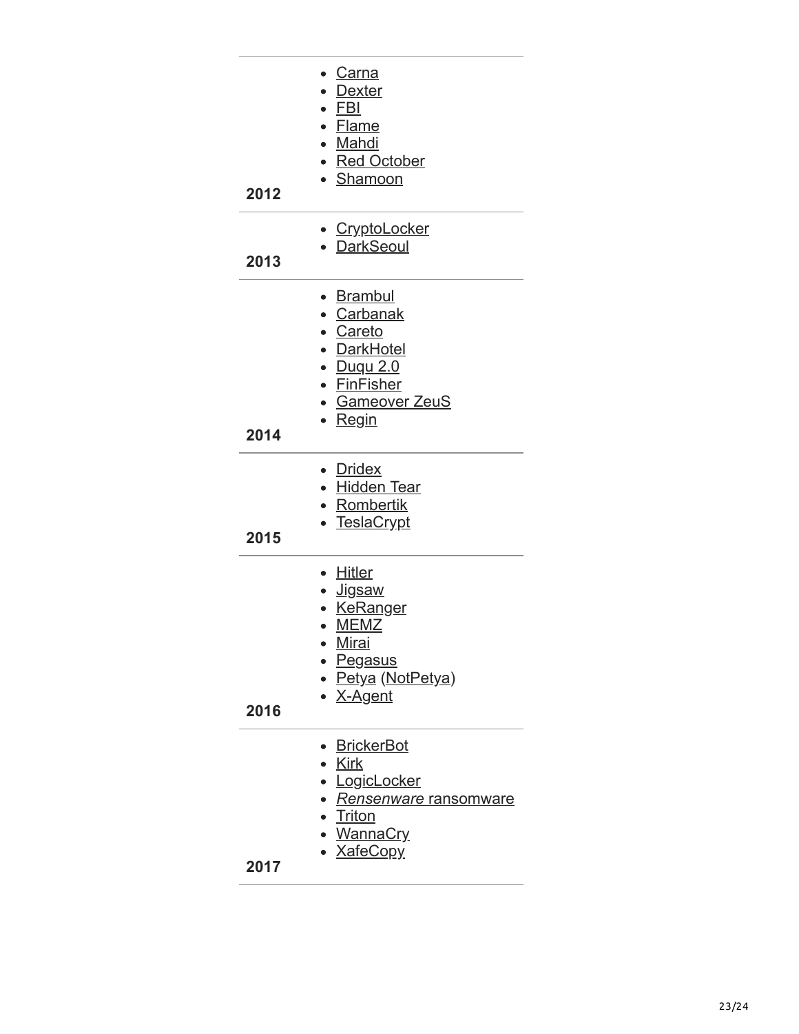| | |
|---|---|
| **2012** | • Carna<br>• Dexter<br>• FBI<br>• Flame<br>• Mahdi<br>• Red October<br>• Shamoon |
| **2013** | • CryptoLocker<br>• DarkSeoul |
| **2014** | • Brambul<br>• Carbanak<br>• Careto<br>• DarkHotel<br>• Duqu 2.0<br>• FinFisher<br>• Gameover ZeuS<br>• Regin |
| **2015** | • Dridex<br>• Hidden Tear<br>• Rombertik<br>• TeslaCrypt |
| **2016** | • Hitler<br>• Jigsaw<br>• KeRanger<br>• MEMZ<br>• Mirai<br>• Pegasus<br>• Petya (NotPetya)<br>• X-Agent |
| **2017** | • BrickerBot<br>• Kirk<br>• LogicLocker<br>• *Rensenware* ransomware<br>• Triton<br>• WannaCry<br>• XafeCopy |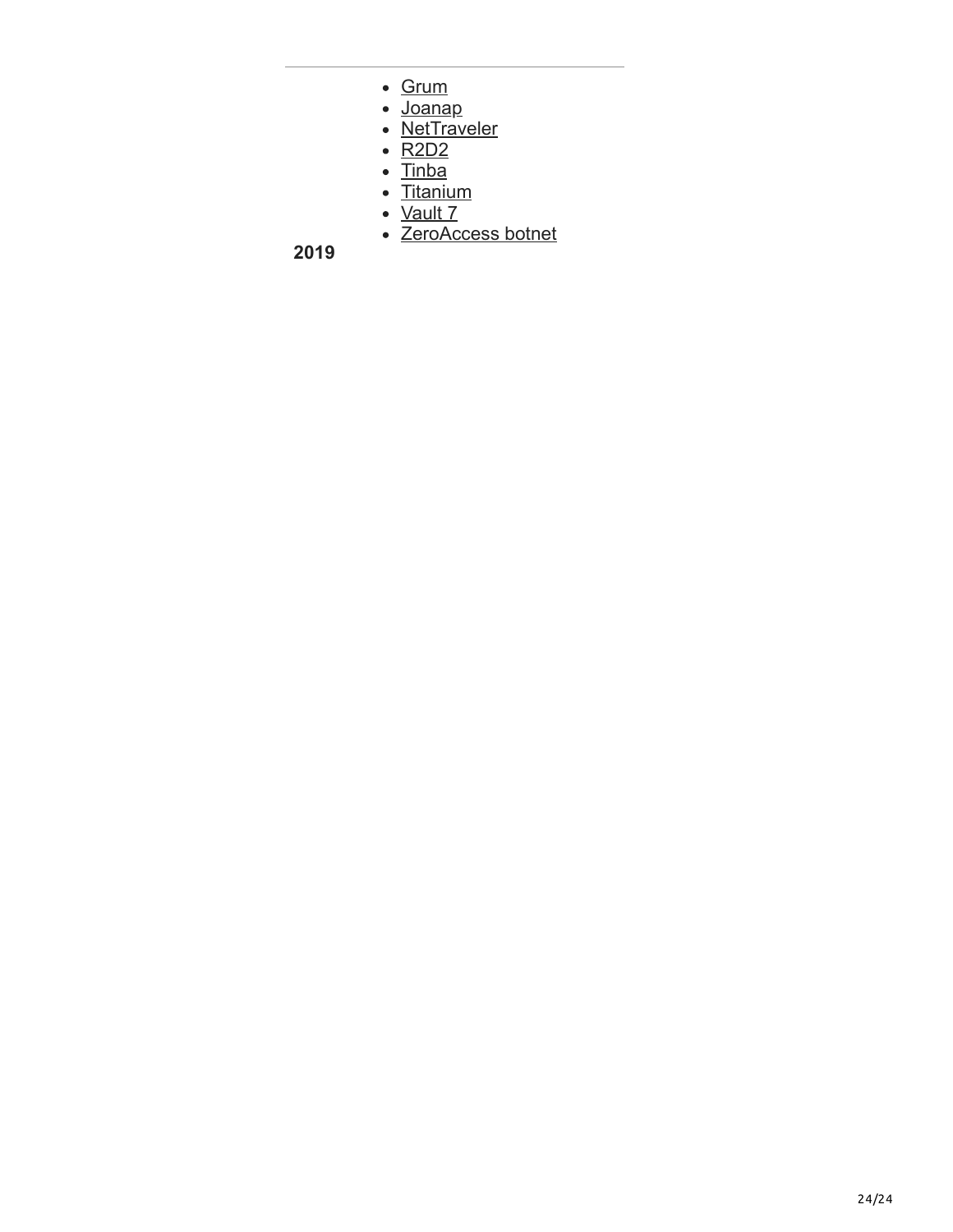---

- Grum
- Joanap
- NetTraveler
- R2D2
- Tinba
- Titanium
- Vault 7
- ZeroAccess botnet

**2019**